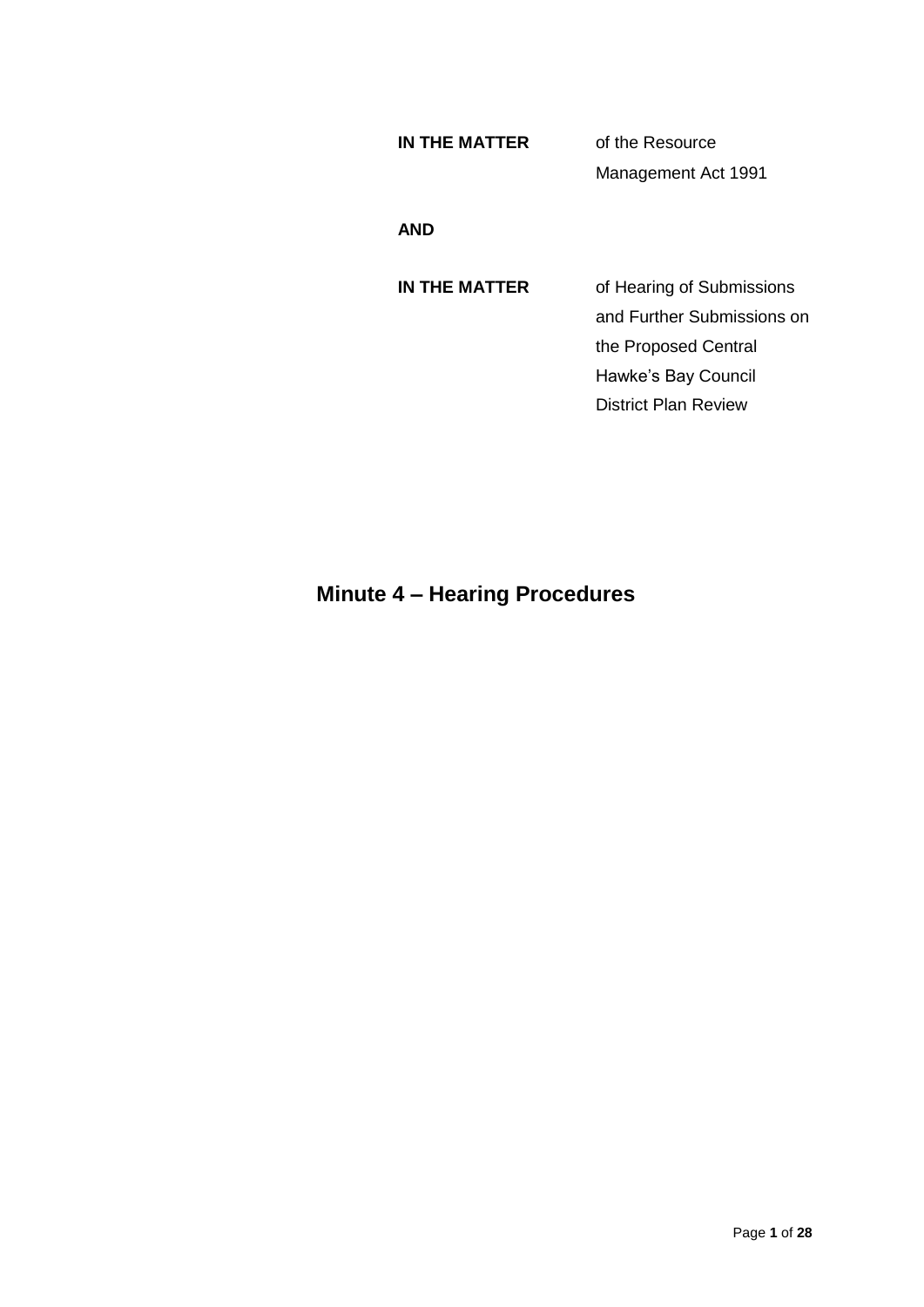| | |
|---|---|
| **IN THE MATTER** | of the Resource Management Act 1991 |
| **AND** | |
| **IN THE MATTER** | of Hearing of Submissions and Further Submissions on the Proposed Central Hawke's Bay Council District Plan Review |

# Minute 4 – Hearing Procedures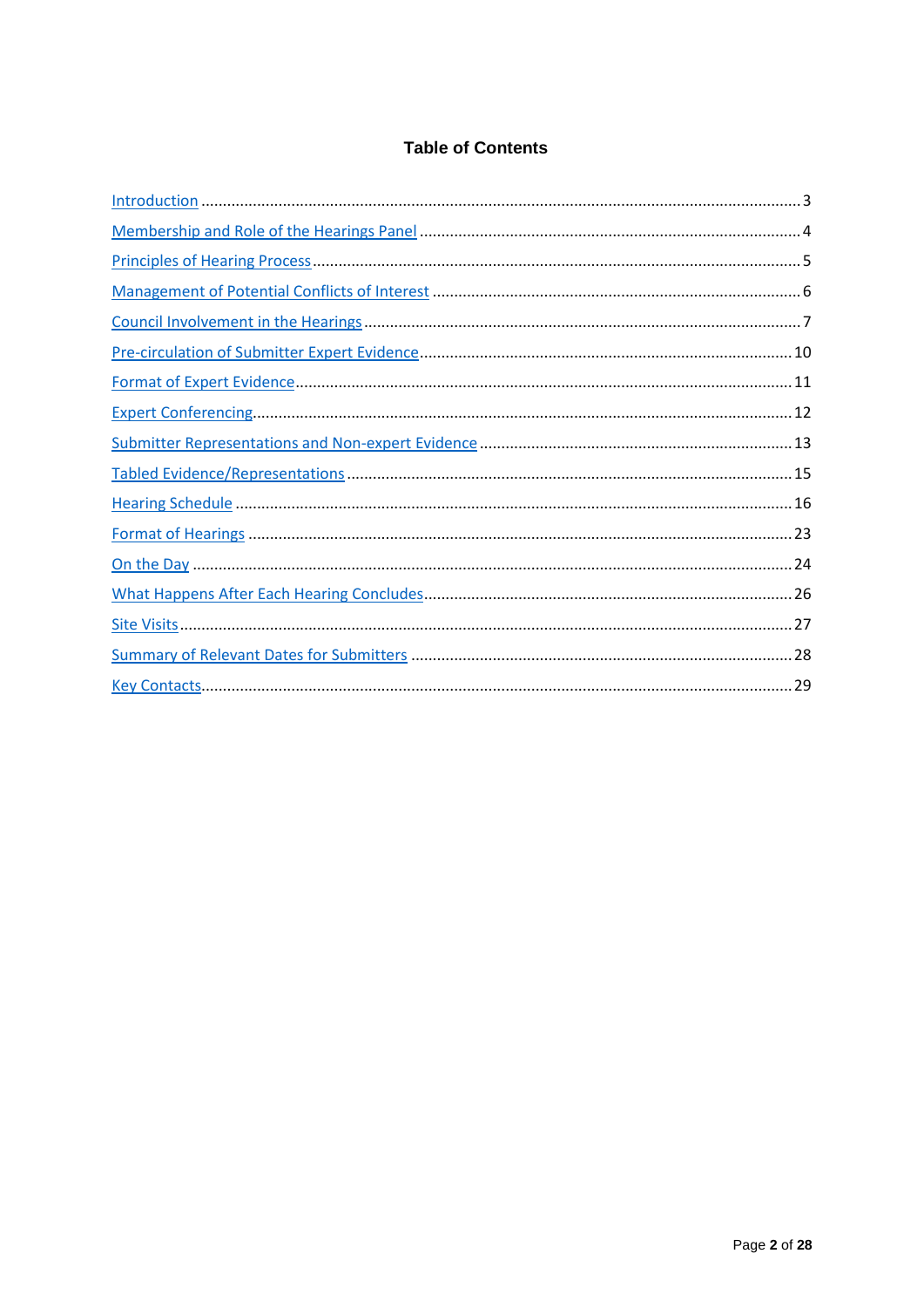# Table of Contents

| | |
|---|---|
| Introduction | 3 |
| Membership and Role of the Hearings Panel | 4 |
| Principles of Hearing Process | 5 |
| Management of Potential Conflicts of Interest | 6 |
| Council Involvement in the Hearings | 7 |
| Pre-circulation of Submitter Expert Evidence | 10 |
| Format of Expert Evidence | 11 |
| Expert Conferencing | 12 |
| Submitter Representations and Non-expert Evidence | 13 |
| Tabled Evidence/Representations | 15 |
| Hearing Schedule | 16 |
| Format of Hearings | 23 |
| On the Day | 24 |
| What Happens After Each Hearing Concludes | 26 |
| Site Visits | 27 |
| Summary of Relevant Dates for Submitters | 28 |
| Key Contacts | 29 |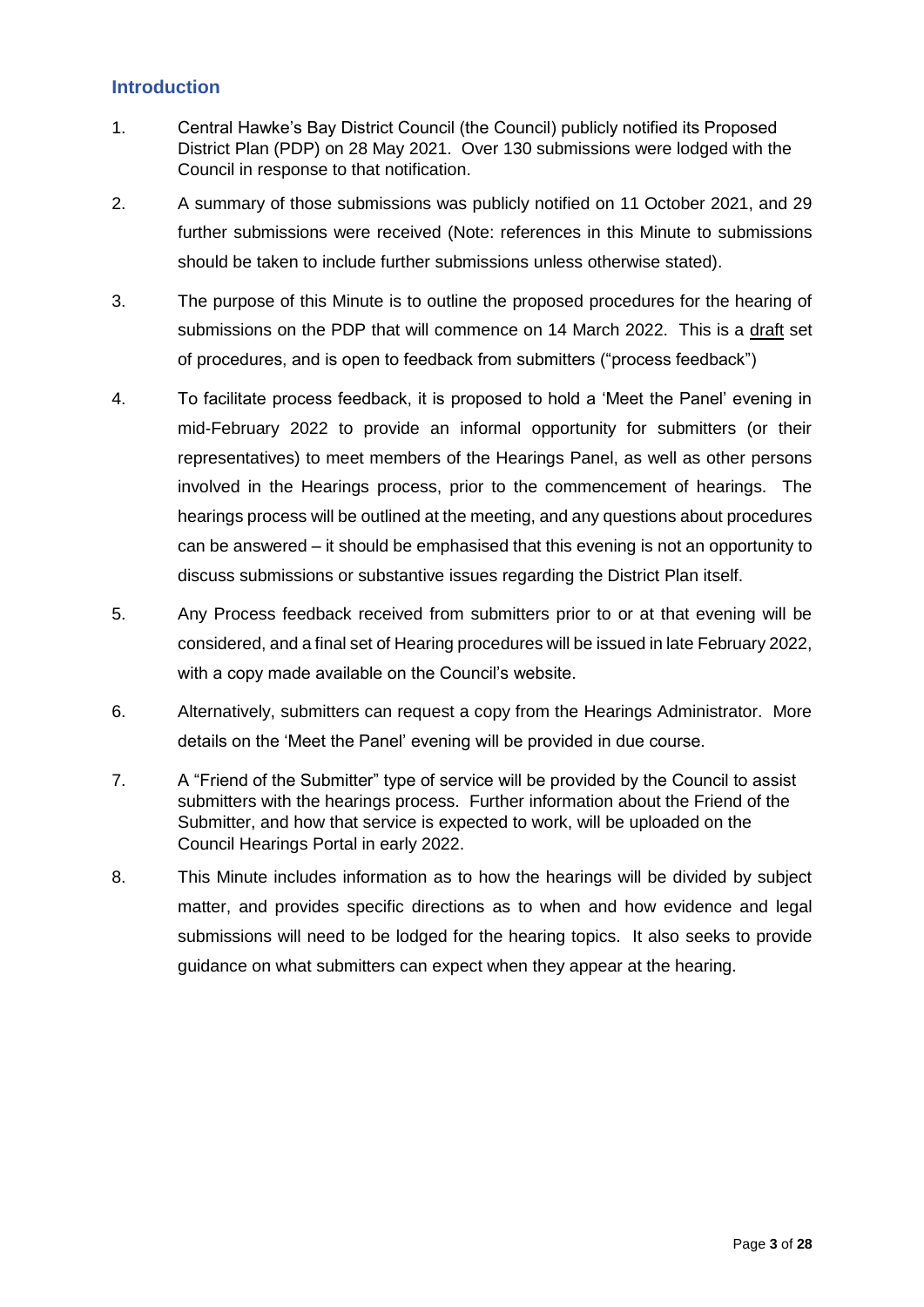## Introduction

1. Central Hawke's Bay District Council (the Council) publicly notified its Proposed District Plan (PDP) on 28 May 2021. Over 130 submissions were lodged with the Council in response to that notification.

2. A summary of those submissions was publicly notified on 11 October 2021, and 29 further submissions were received (Note: references in this Minute to submissions should be taken to include further submissions unless otherwise stated).

3. The purpose of this Minute is to outline the proposed procedures for the hearing of submissions on the PDP that will commence on 14 March 2022. This is a draft set of procedures, and is open to feedback from submitters ("process feedback")

4. To facilitate process feedback, it is proposed to hold a 'Meet the Panel' evening in mid-February 2022 to provide an informal opportunity for submitters (or their representatives) to meet members of the Hearings Panel, as well as other persons involved in the Hearings process, prior to the commencement of hearings. The hearings process will be outlined at the meeting, and any questions about procedures can be answered – it should be emphasised that this evening is not an opportunity to discuss submissions or substantive issues regarding the District Plan itself.

5. Any Process feedback received from submitters prior to or at that evening will be considered, and a final set of Hearing procedures will be issued in late February 2022, with a copy made available on the Council's website.

6. Alternatively, submitters can request a copy from the Hearings Administrator. More details on the 'Meet the Panel' evening will be provided in due course.

7. A "Friend of the Submitter" type of service will be provided by the Council to assist submitters with the hearings process. Further information about the Friend of the Submitter, and how that service is expected to work, will be uploaded on the Council Hearings Portal in early 2022.

8. This Minute includes information as to how the hearings will be divided by subject matter, and provides specific directions as to when and how evidence and legal submissions will need to be lodged for the hearing topics. It also seeks to provide guidance on what submitters can expect when they appear at the hearing.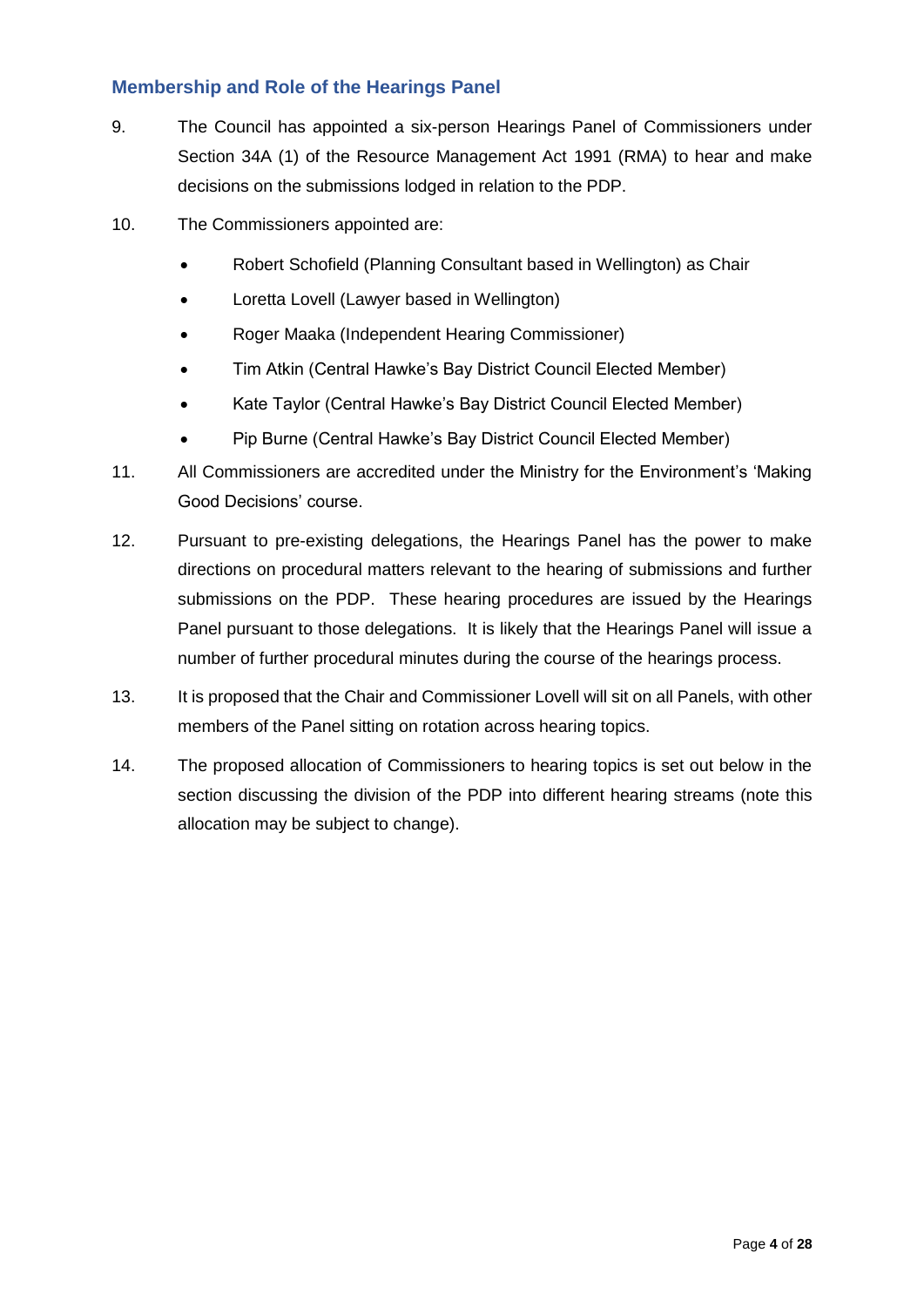## Membership and Role of the Hearings Panel

9. The Council has appointed a six-person Hearings Panel of Commissioners under Section 34A (1) of the Resource Management Act 1991 (RMA) to hear and make decisions on the submissions lodged in relation to the PDP.

10. The Commissioners appointed are:

    - Robert Schofield (Planning Consultant based in Wellington) as Chair
    - Loretta Lovell (Lawyer based in Wellington)
    - Roger Maaka (Independent Hearing Commissioner)
    - Tim Atkin (Central Hawke's Bay District Council Elected Member)
    - Kate Taylor (Central Hawke's Bay District Council Elected Member)
    - Pip Burne (Central Hawke's Bay District Council Elected Member)

11. All Commissioners are accredited under the Ministry for the Environment's 'Making Good Decisions' course.

12. Pursuant to pre-existing delegations, the Hearings Panel has the power to make directions on procedural matters relevant to the hearing of submissions and further submissions on the PDP. These hearing procedures are issued by the Hearings Panel pursuant to those delegations. It is likely that the Hearings Panel will issue a number of further procedural minutes during the course of the hearings process.

13. It is proposed that the Chair and Commissioner Lovell will sit on all Panels, with other members of the Panel sitting on rotation across hearing topics.

14. The proposed allocation of Commissioners to hearing topics is set out below in the section discussing the division of the PDP into different hearing streams (note this allocation may be subject to change).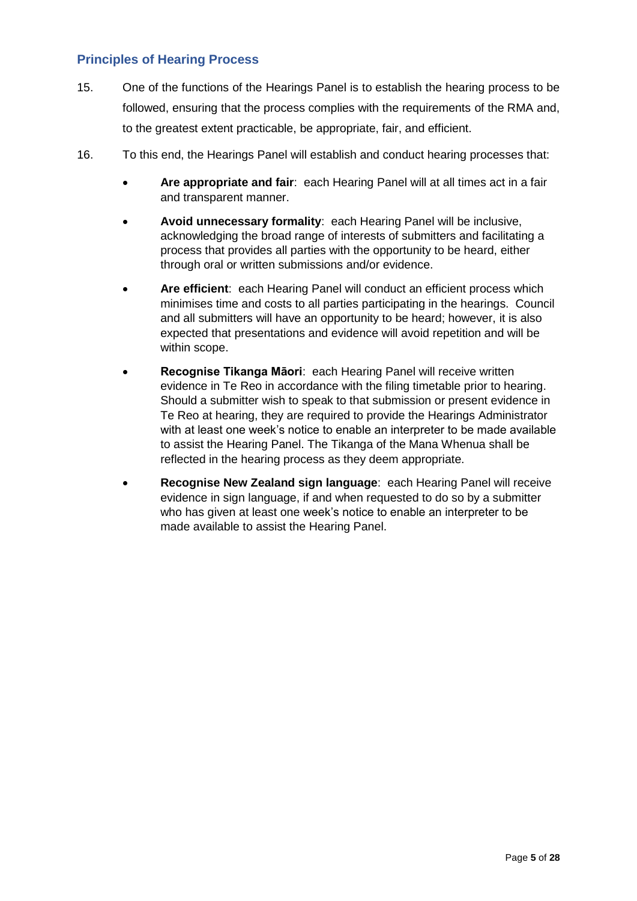## Principles of Hearing Process

15. One of the functions of the Hearings Panel is to establish the hearing process to be followed, ensuring that the process complies with the requirements of the RMA and, to the greatest extent practicable, be appropriate, fair, and efficient.

16. To this end, the Hearings Panel will establish and conduct hearing processes that:

- **Are appropriate and fair**: each Hearing Panel will at all times act in a fair and transparent manner.
- **Avoid unnecessary formality**: each Hearing Panel will be inclusive, acknowledging the broad range of interests of submitters and facilitating a process that provides all parties with the opportunity to be heard, either through oral or written submissions and/or evidence.
- **Are efficient**: each Hearing Panel will conduct an efficient process which minimises time and costs to all parties participating in the hearings. Council and all submitters will have an opportunity to be heard; however, it is also expected that presentations and evidence will avoid repetition and will be within scope.
- **Recognise Tikanga Māori**: each Hearing Panel will receive written evidence in Te Reo in accordance with the filing timetable prior to hearing. Should a submitter wish to speak to that submission or present evidence in Te Reo at hearing, they are required to provide the Hearings Administrator with at least one week's notice to enable an interpreter to be made available to assist the Hearing Panel. The Tikanga of the Mana Whenua shall be reflected in the hearing process as they deem appropriate.
- **Recognise New Zealand sign language**: each Hearing Panel will receive evidence in sign language, if and when requested to do so by a submitter who has given at least one week's notice to enable an interpreter to be made available to assist the Hearing Panel.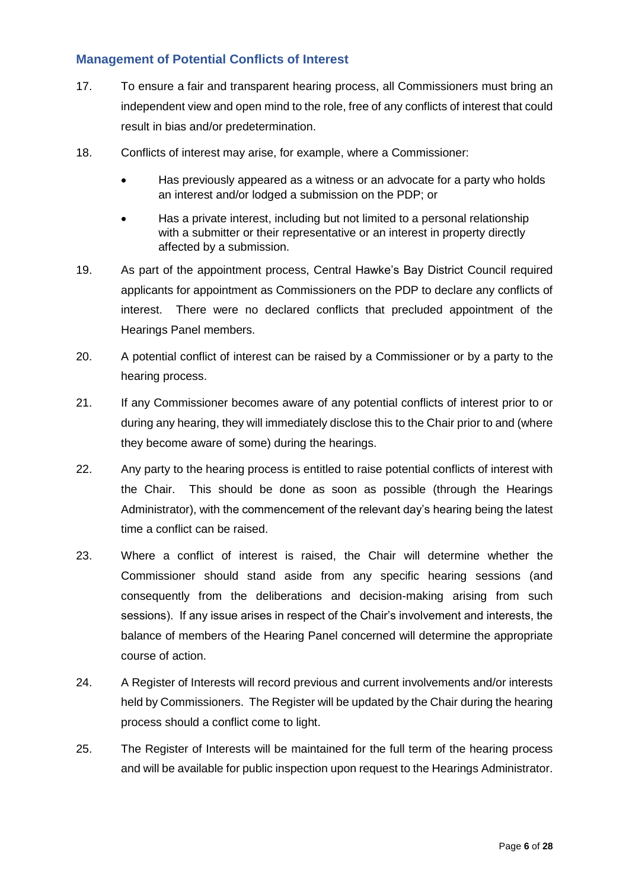## Management of Potential Conflicts of Interest

17. To ensure a fair and transparent hearing process, all Commissioners must bring an independent view and open mind to the role, free of any conflicts of interest that could result in bias and/or predetermination.

18. Conflicts of interest may arise, for example, where a Commissioner:

    - Has previously appeared as a witness or an advocate for a party who holds an interest and/or lodged a submission on the PDP; or
    - Has a private interest, including but not limited to a personal relationship with a submitter or their representative or an interest in property directly affected by a submission.

19. As part of the appointment process, Central Hawke's Bay District Council required applicants for appointment as Commissioners on the PDP to declare any conflicts of interest. There were no declared conflicts that precluded appointment of the Hearings Panel members.

20. A potential conflict of interest can be raised by a Commissioner or by a party to the hearing process.

21. If any Commissioner becomes aware of any potential conflicts of interest prior to or during any hearing, they will immediately disclose this to the Chair prior to and (where they become aware of some) during the hearings.

22. Any party to the hearing process is entitled to raise potential conflicts of interest with the Chair. This should be done as soon as possible (through the Hearings Administrator), with the commencement of the relevant day's hearing being the latest time a conflict can be raised.

23. Where a conflict of interest is raised, the Chair will determine whether the Commissioner should stand aside from any specific hearing sessions (and consequently from the deliberations and decision-making arising from such sessions). If any issue arises in respect of the Chair's involvement and interests, the balance of members of the Hearing Panel concerned will determine the appropriate course of action.

24. A Register of Interests will record previous and current involvements and/or interests held by Commissioners. The Register will be updated by the Chair during the hearing process should a conflict come to light.

25. The Register of Interests will be maintained for the full term of the hearing process and will be available for public inspection upon request to the Hearings Administrator.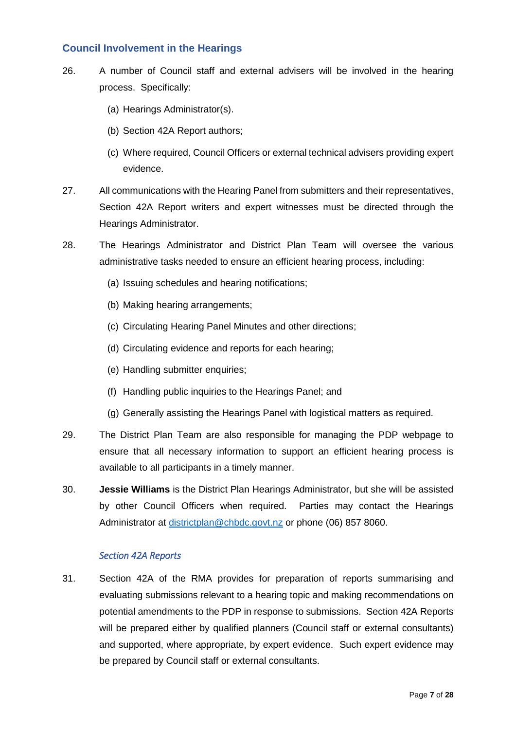## Council Involvement in the Hearings

26. A number of Council staff and external advisers will be involved in the hearing process. Specifically:

    (a) Hearings Administrator(s).

    (b) Section 42A Report authors;

    (c) Where required, Council Officers or external technical advisers providing expert evidence.

27. All communications with the Hearing Panel from submitters and their representatives, Section 42A Report writers and expert witnesses must be directed through the Hearings Administrator.

28. The Hearings Administrator and District Plan Team will oversee the various administrative tasks needed to ensure an efficient hearing process, including:

    (a) Issuing schedules and hearing notifications;

    (b) Making hearing arrangements;

    (c) Circulating Hearing Panel Minutes and other directions;

    (d) Circulating evidence and reports for each hearing;

    (e) Handling submitter enquiries;

    (f) Handling public inquiries to the Hearings Panel; and

    (g) Generally assisting the Hearings Panel with logistical matters as required.

29. The District Plan Team are also responsible for managing the PDP webpage to ensure that all necessary information to support an efficient hearing process is available to all participants in a timely manner.

30. **Jessie Williams** is the District Plan Hearings Administrator, but she will be assisted by other Council Officers when required. Parties may contact the Hearings Administrator at districtplan@chbdc.govt.nz or phone (06) 857 8060.

### *Section 42A Reports*

31. Section 42A of the RMA provides for preparation of reports summarising and evaluating submissions relevant to a hearing topic and making recommendations on potential amendments to the PDP in response to submissions. Section 42A Reports will be prepared either by qualified planners (Council staff or external consultants) and supported, where appropriate, by expert evidence. Such expert evidence may be prepared by Council staff or external consultants.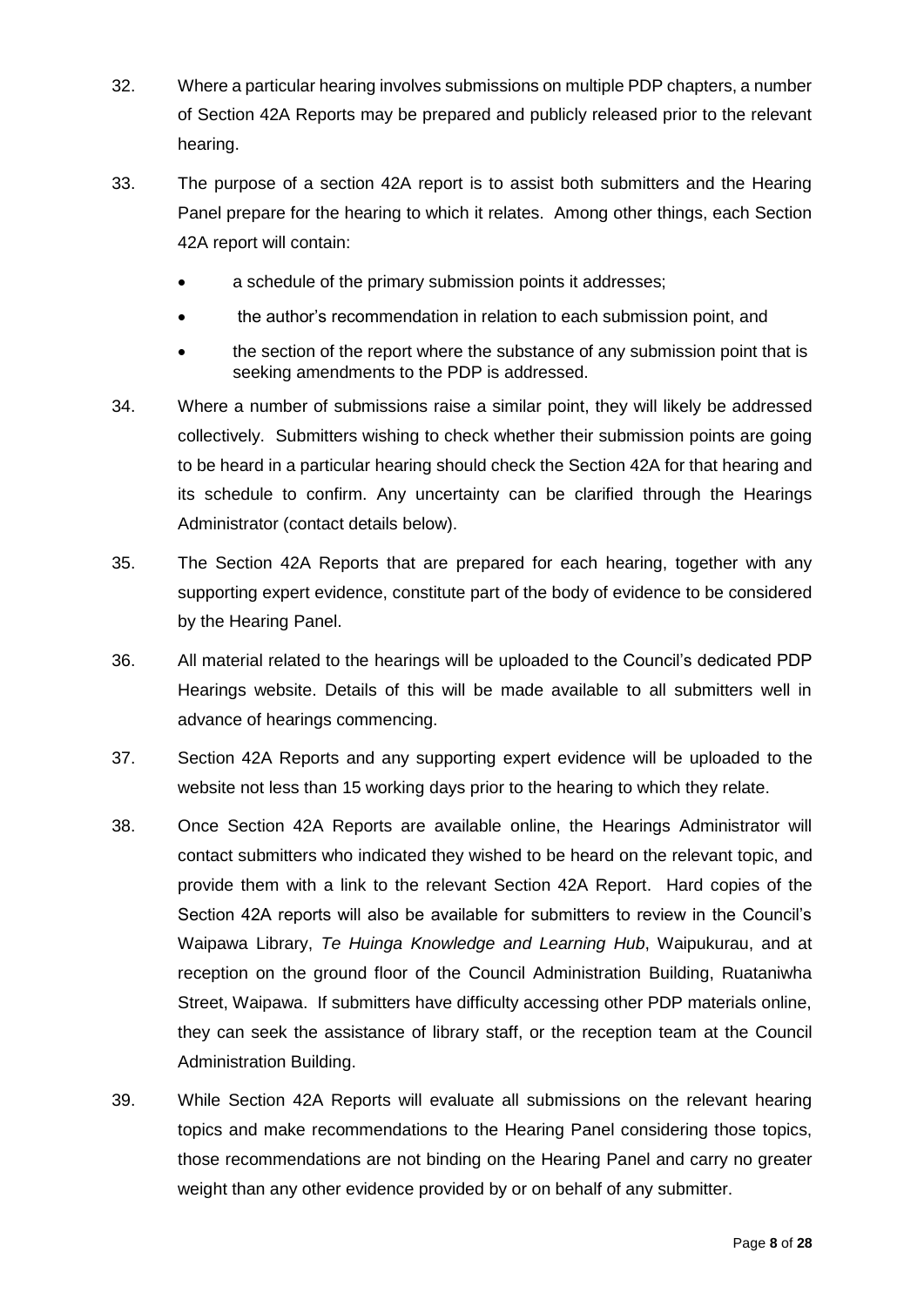32. Where a particular hearing involves submissions on multiple PDP chapters, a number of Section 42A Reports may be prepared and publicly released prior to the relevant hearing.

33. The purpose of a section 42A report is to assist both submitters and the Hearing Panel prepare for the hearing to which it relates. Among other things, each Section 42A report will contain:

    - a schedule of the primary submission points it addresses;
    - the author's recommendation in relation to each submission point, and
    - the section of the report where the substance of any submission point that is seeking amendments to the PDP is addressed.

34. Where a number of submissions raise a similar point, they will likely be addressed collectively. Submitters wishing to check whether their submission points are going to be heard in a particular hearing should check the Section 42A for that hearing and its schedule to confirm. Any uncertainty can be clarified through the Hearings Administrator (contact details below).

35. The Section 42A Reports that are prepared for each hearing, together with any supporting expert evidence, constitute part of the body of evidence to be considered by the Hearing Panel.

36. All material related to the hearings will be uploaded to the Council's dedicated PDP Hearings website. Details of this will be made available to all submitters well in advance of hearings commencing.

37. Section 42A Reports and any supporting expert evidence will be uploaded to the website not less than 15 working days prior to the hearing to which they relate.

38. Once Section 42A Reports are available online, the Hearings Administrator will contact submitters who indicated they wished to be heard on the relevant topic, and provide them with a link to the relevant Section 42A Report. Hard copies of the Section 42A reports will also be available for submitters to review in the Council's Waipawa Library, *Te Huinga Knowledge and Learning Hub*, Waipukurau, and at reception on the ground floor of the Council Administration Building, Ruataniwha Street, Waipawa. If submitters have difficulty accessing other PDP materials online, they can seek the assistance of library staff, or the reception team at the Council Administration Building.

39. While Section 42A Reports will evaluate all submissions on the relevant hearing topics and make recommendations to the Hearing Panel considering those topics, those recommendations are not binding on the Hearing Panel and carry no greater weight than any other evidence provided by or on behalf of any submitter.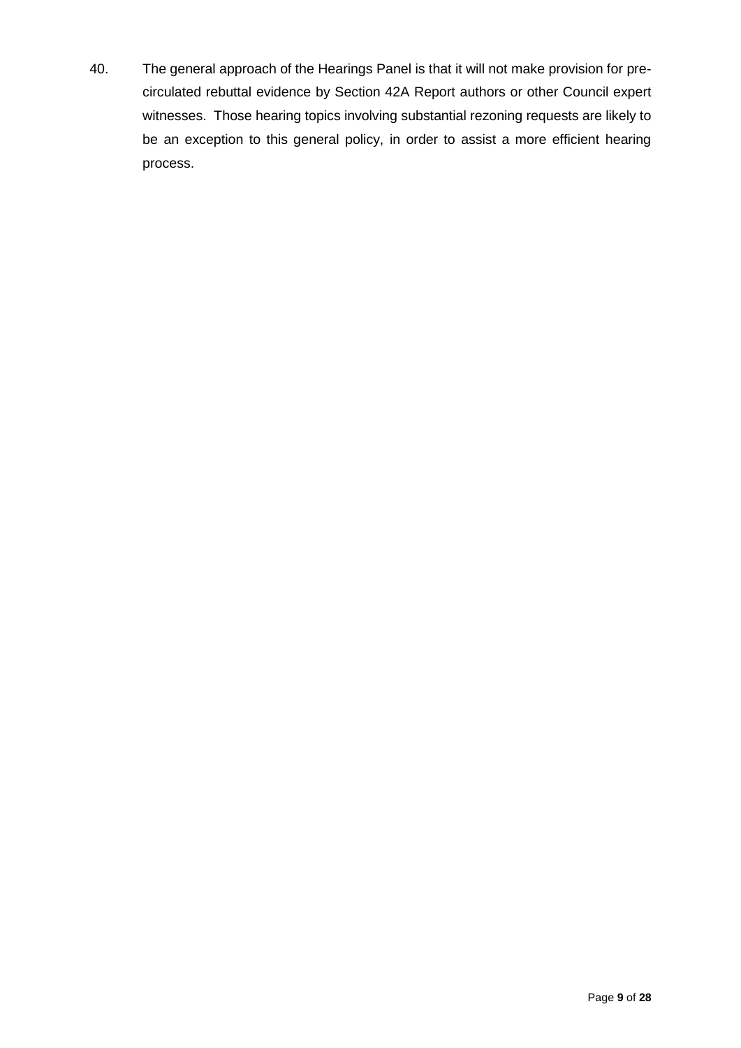40. The general approach of the Hearings Panel is that it will not make provision for pre-circulated rebuttal evidence by Section 42A Report authors or other Council expert witnesses. Those hearing topics involving substantial rezoning requests are likely to be an exception to this general policy, in order to assist a more efficient hearing process.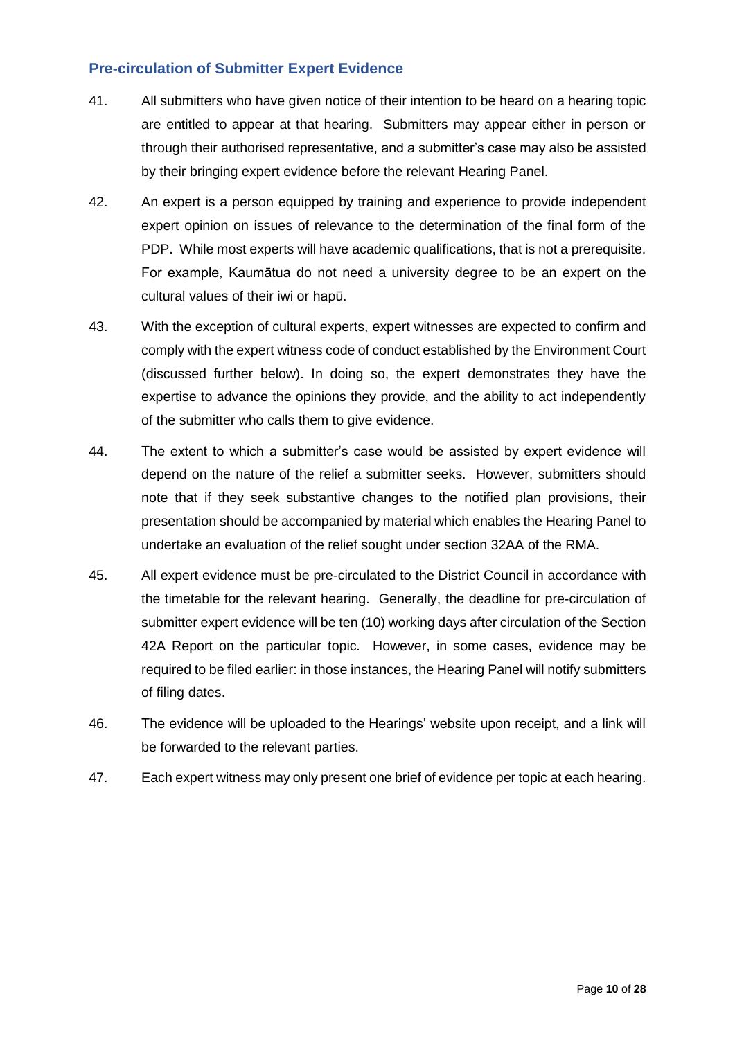## Pre-circulation of Submitter Expert Evidence

41. All submitters who have given notice of their intention to be heard on a hearing topic are entitled to appear at that hearing. Submitters may appear either in person or through their authorised representative, and a submitter's case may also be assisted by their bringing expert evidence before the relevant Hearing Panel.

42. An expert is a person equipped by training and experience to provide independent expert opinion on issues of relevance to the determination of the final form of the PDP. While most experts will have academic qualifications, that is not a prerequisite. For example, Kaumātua do not need a university degree to be an expert on the cultural values of their iwi or hapū.

43. With the exception of cultural experts, expert witnesses are expected to confirm and comply with the expert witness code of conduct established by the Environment Court (discussed further below). In doing so, the expert demonstrates they have the expertise to advance the opinions they provide, and the ability to act independently of the submitter who calls them to give evidence.

44. The extent to which a submitter's case would be assisted by expert evidence will depend on the nature of the relief a submitter seeks. However, submitters should note that if they seek substantive changes to the notified plan provisions, their presentation should be accompanied by material which enables the Hearing Panel to undertake an evaluation of the relief sought under section 32AA of the RMA.

45. All expert evidence must be pre-circulated to the District Council in accordance with the timetable for the relevant hearing. Generally, the deadline for pre-circulation of submitter expert evidence will be ten (10) working days after circulation of the Section 42A Report on the particular topic. However, in some cases, evidence may be required to be filed earlier: in those instances, the Hearing Panel will notify submitters of filing dates.

46. The evidence will be uploaded to the Hearings' website upon receipt, and a link will be forwarded to the relevant parties.

47. Each expert witness may only present one brief of evidence per topic at each hearing.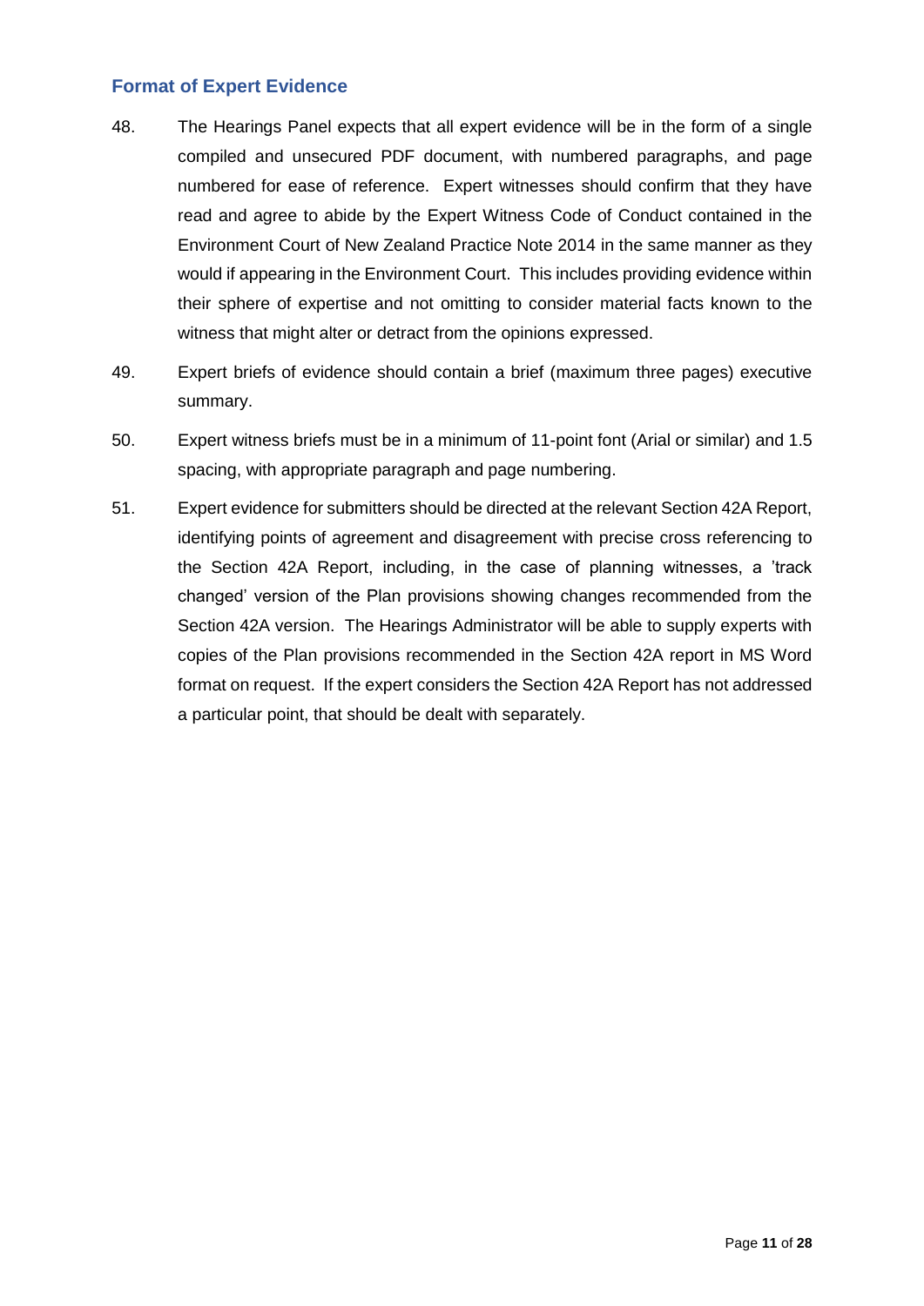## Format of Expert Evidence

48. The Hearings Panel expects that all expert evidence will be in the form of a single compiled and unsecured PDF document, with numbered paragraphs, and page numbered for ease of reference. Expert witnesses should confirm that they have read and agree to abide by the Expert Witness Code of Conduct contained in the Environment Court of New Zealand Practice Note 2014 in the same manner as they would if appearing in the Environment Court. This includes providing evidence within their sphere of expertise and not omitting to consider material facts known to the witness that might alter or detract from the opinions expressed.

49. Expert briefs of evidence should contain a brief (maximum three pages) executive summary.

50. Expert witness briefs must be in a minimum of 11-point font (Arial or similar) and 1.5 spacing, with appropriate paragraph and page numbering.

51. Expert evidence for submitters should be directed at the relevant Section 42A Report, identifying points of agreement and disagreement with precise cross referencing to the Section 42A Report, including, in the case of planning witnesses, a 'track changed' version of the Plan provisions showing changes recommended from the Section 42A version. The Hearings Administrator will be able to supply experts with copies of the Plan provisions recommended in the Section 42A report in MS Word format on request. If the expert considers the Section 42A Report has not addressed a particular point, that should be dealt with separately.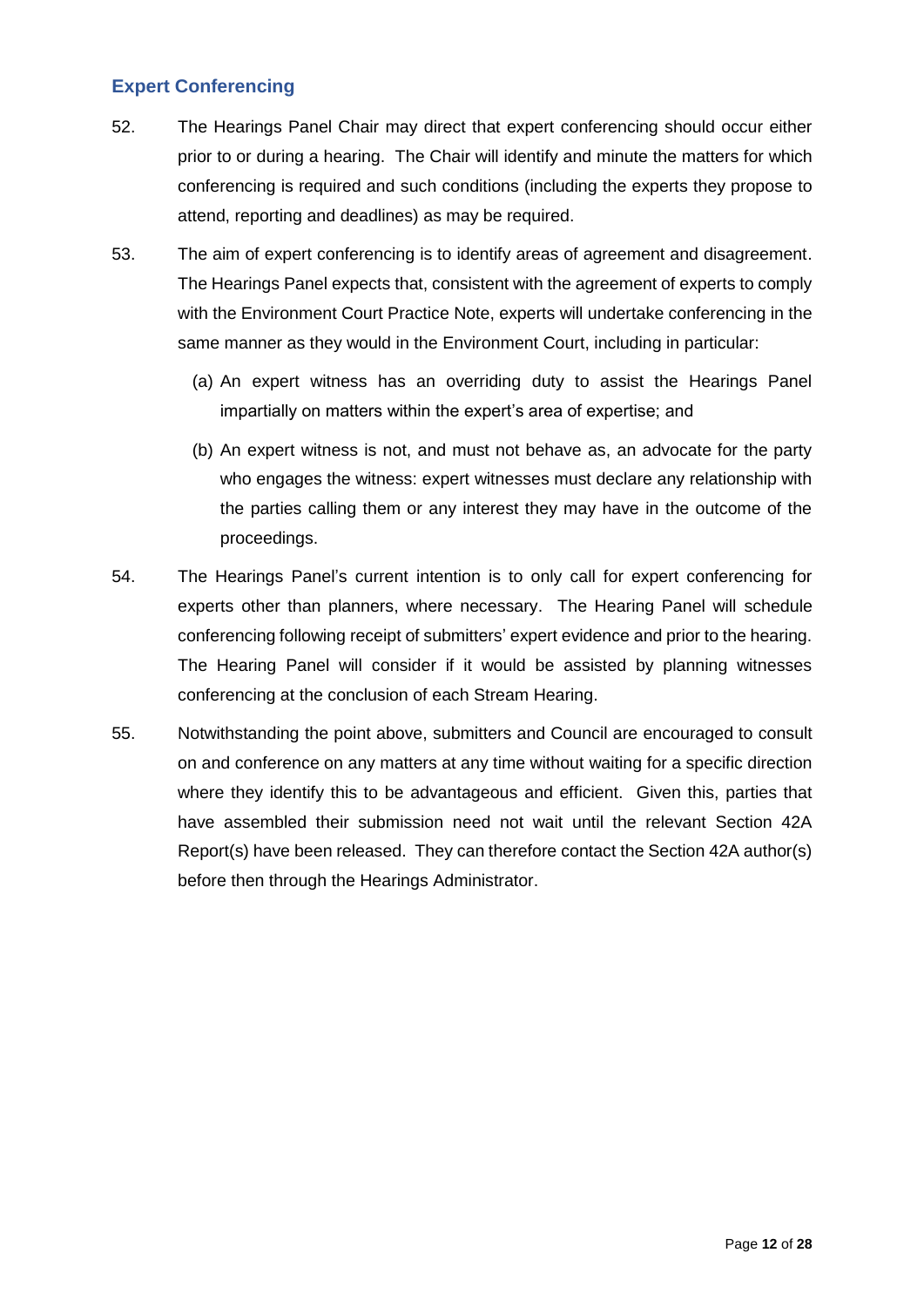## Expert Conferencing

52. The Hearings Panel Chair may direct that expert conferencing should occur either prior to or during a hearing. The Chair will identify and minute the matters for which conferencing is required and such conditions (including the experts they propose to attend, reporting and deadlines) as may be required.

53. The aim of expert conferencing is to identify areas of agreement and disagreement. The Hearings Panel expects that, consistent with the agreement of experts to comply with the Environment Court Practice Note, experts will undertake conferencing in the same manner as they would in the Environment Court, including in particular:

    (a) An expert witness has an overriding duty to assist the Hearings Panel impartially on matters within the expert's area of expertise; and

    (b) An expert witness is not, and must not behave as, an advocate for the party who engages the witness: expert witnesses must declare any relationship with the parties calling them or any interest they may have in the outcome of the proceedings.

54. The Hearings Panel's current intention is to only call for expert conferencing for experts other than planners, where necessary. The Hearing Panel will schedule conferencing following receipt of submitters' expert evidence and prior to the hearing. The Hearing Panel will consider if it would be assisted by planning witnesses conferencing at the conclusion of each Stream Hearing.

55. Notwithstanding the point above, submitters and Council are encouraged to consult on and conference on any matters at any time without waiting for a specific direction where they identify this to be advantageous and efficient. Given this, parties that have assembled their submission need not wait until the relevant Section 42A Report(s) have been released. They can therefore contact the Section 42A author(s) before then through the Hearings Administrator.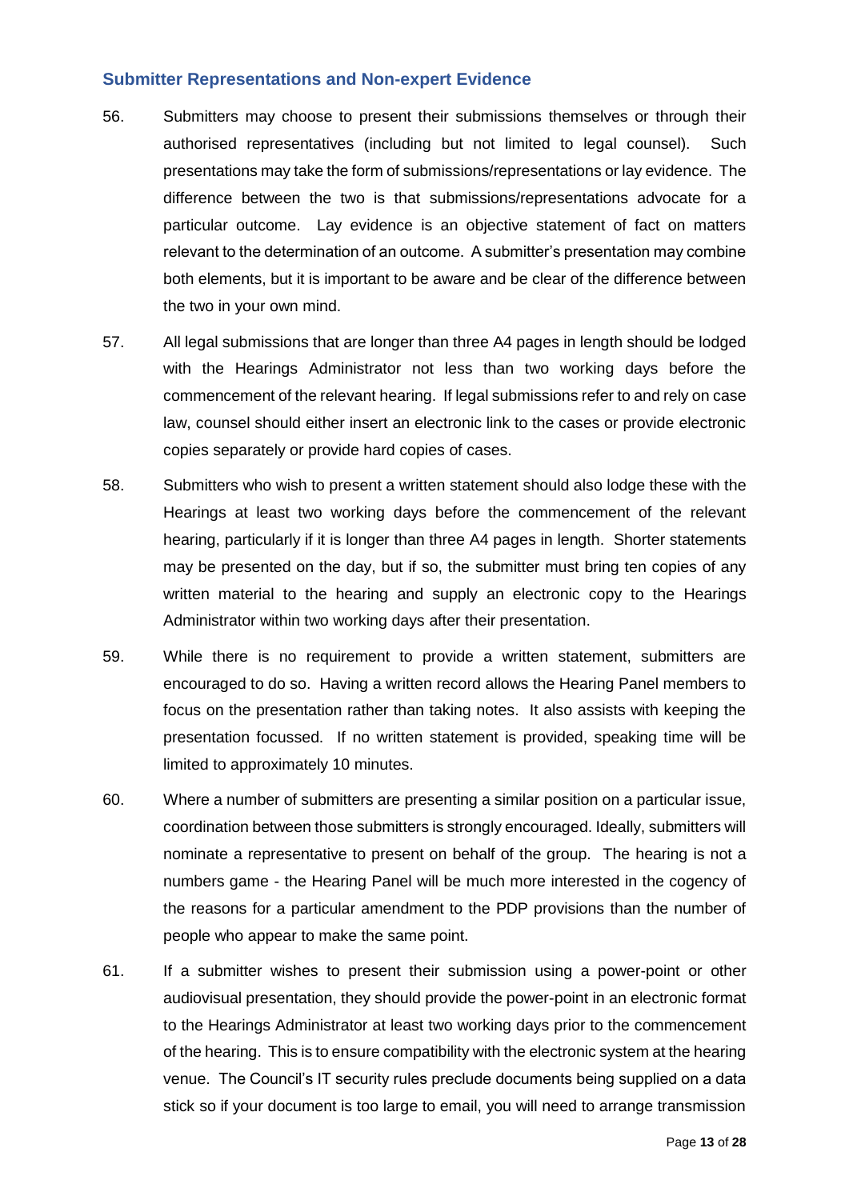## Submitter Representations and Non-expert Evidence

56. Submitters may choose to present their submissions themselves or through their authorised representatives (including but not limited to legal counsel). Such presentations may take the form of submissions/representations or lay evidence. The difference between the two is that submissions/representations advocate for a particular outcome. Lay evidence is an objective statement of fact on matters relevant to the determination of an outcome. A submitter's presentation may combine both elements, but it is important to be aware and be clear of the difference between the two in your own mind.

57. All legal submissions that are longer than three A4 pages in length should be lodged with the Hearings Administrator not less than two working days before the commencement of the relevant hearing. If legal submissions refer to and rely on case law, counsel should either insert an electronic link to the cases or provide electronic copies separately or provide hard copies of cases.

58. Submitters who wish to present a written statement should also lodge these with the Hearings at least two working days before the commencement of the relevant hearing, particularly if it is longer than three A4 pages in length. Shorter statements may be presented on the day, but if so, the submitter must bring ten copies of any written material to the hearing and supply an electronic copy to the Hearings Administrator within two working days after their presentation.

59. While there is no requirement to provide a written statement, submitters are encouraged to do so. Having a written record allows the Hearing Panel members to focus on the presentation rather than taking notes. It also assists with keeping the presentation focussed. If no written statement is provided, speaking time will be limited to approximately 10 minutes.

60. Where a number of submitters are presenting a similar position on a particular issue, coordination between those submitters is strongly encouraged. Ideally, submitters will nominate a representative to present on behalf of the group. The hearing is not a numbers game - the Hearing Panel will be much more interested in the cogency of the reasons for a particular amendment to the PDP provisions than the number of people who appear to make the same point.

61. If a submitter wishes to present their submission using a power-point or other audiovisual presentation, they should provide the power-point in an electronic format to the Hearings Administrator at least two working days prior to the commencement of the hearing. This is to ensure compatibility with the electronic system at the hearing venue. The Council's IT security rules preclude documents being supplied on a data stick so if your document is too large to email, you will need to arrange transmission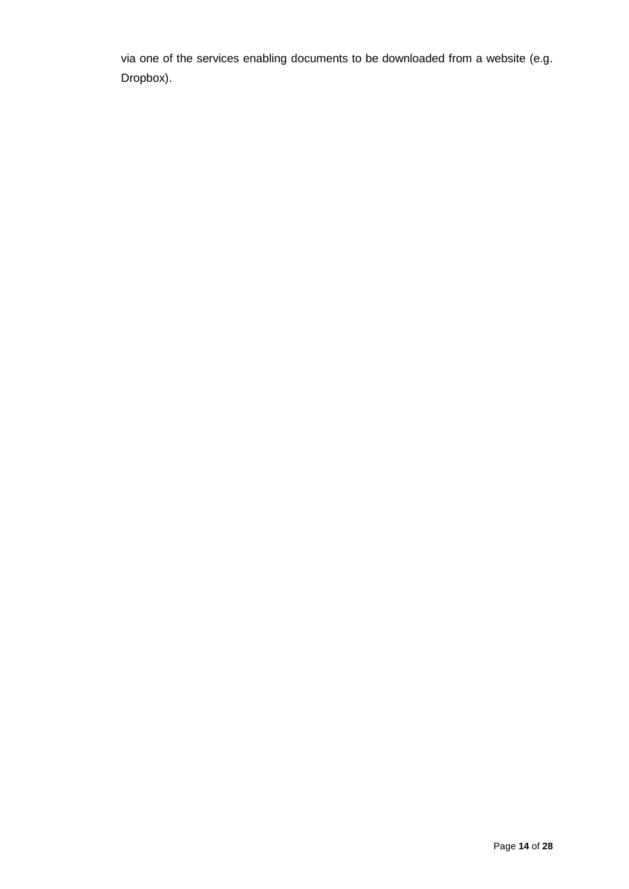via one of the services enabling documents to be downloaded from a website (e.g. Dropbox).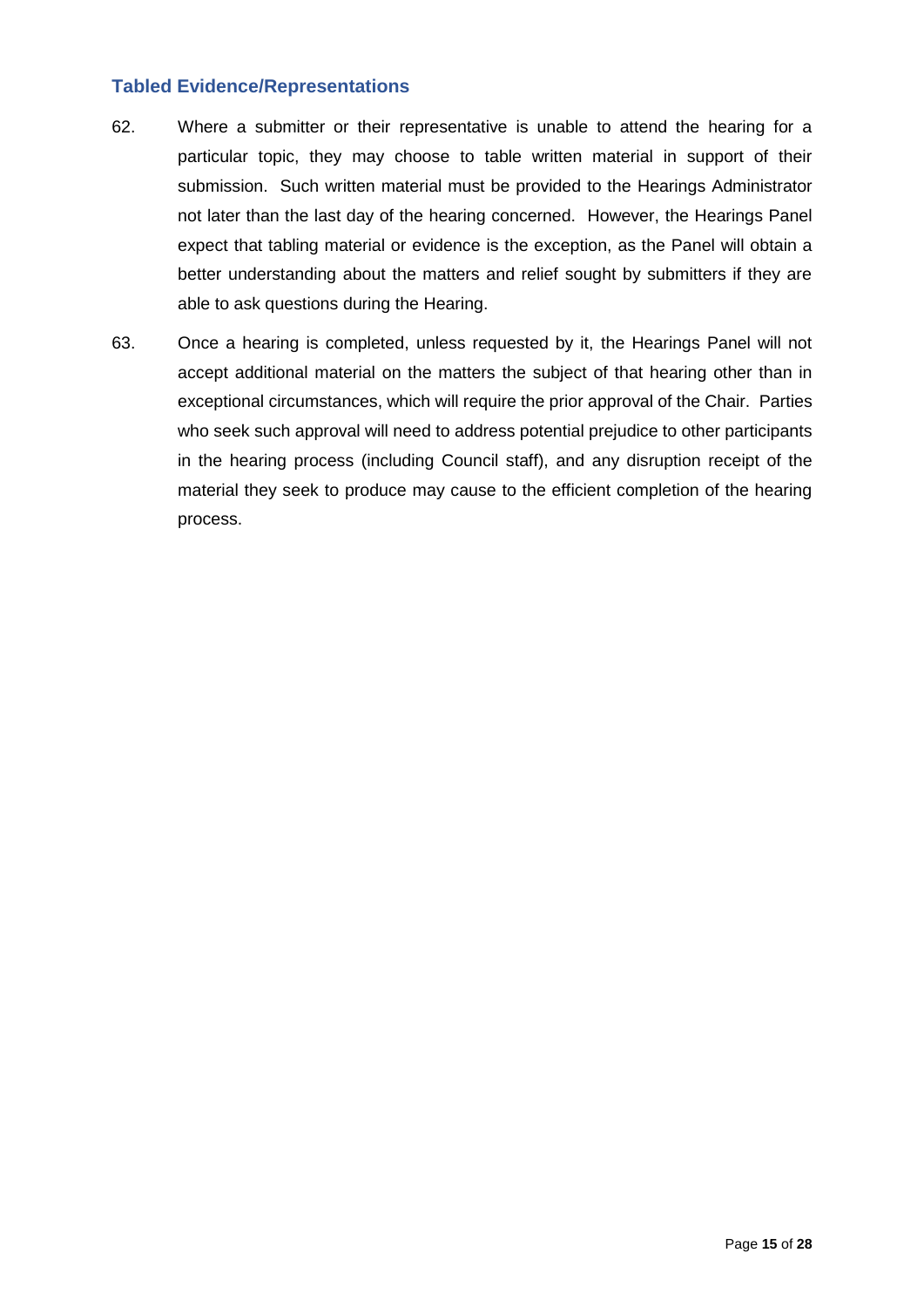### Tabled Evidence/Representations

62. Where a submitter or their representative is unable to attend the hearing for a particular topic, they may choose to table written material in support of their submission. Such written material must be provided to the Hearings Administrator not later than the last day of the hearing concerned. However, the Hearings Panel expect that tabling material or evidence is the exception, as the Panel will obtain a better understanding about the matters and relief sought by submitters if they are able to ask questions during the Hearing.

63. Once a hearing is completed, unless requested by it, the Hearings Panel will not accept additional material on the matters the subject of that hearing other than in exceptional circumstances, which will require the prior approval of the Chair. Parties who seek such approval will need to address potential prejudice to other participants in the hearing process (including Council staff), and any disruption receipt of the material they seek to produce may cause to the efficient completion of the hearing process.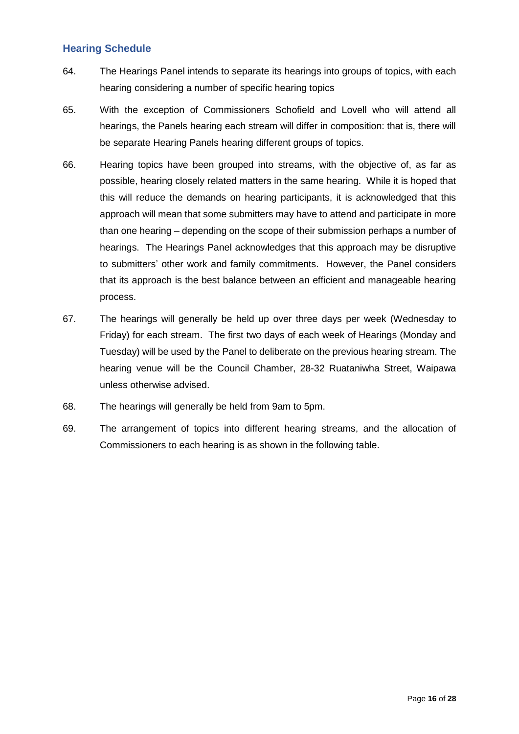## Hearing Schedule

64. The Hearings Panel intends to separate its hearings into groups of topics, with each hearing considering a number of specific hearing topics

65. With the exception of Commissioners Schofield and Lovell who will attend all hearings, the Panels hearing each stream will differ in composition: that is, there will be separate Hearing Panels hearing different groups of topics.

66. Hearing topics have been grouped into streams, with the objective of, as far as possible, hearing closely related matters in the same hearing. While it is hoped that this will reduce the demands on hearing participants, it is acknowledged that this approach will mean that some submitters may have to attend and participate in more than one hearing – depending on the scope of their submission perhaps a number of hearings. The Hearings Panel acknowledges that this approach may be disruptive to submitters' other work and family commitments. However, the Panel considers that its approach is the best balance between an efficient and manageable hearing process.

67. The hearings will generally be held up over three days per week (Wednesday to Friday) for each stream. The first two days of each week of Hearings (Monday and Tuesday) will be used by the Panel to deliberate on the previous hearing stream. The hearing venue will be the Council Chamber, 28-32 Ruataniwha Street, Waipawa unless otherwise advised.

68. The hearings will generally be held from 9am to 5pm.

69. The arrangement of topics into different hearing streams, and the allocation of Commissioners to each hearing is as shown in the following table.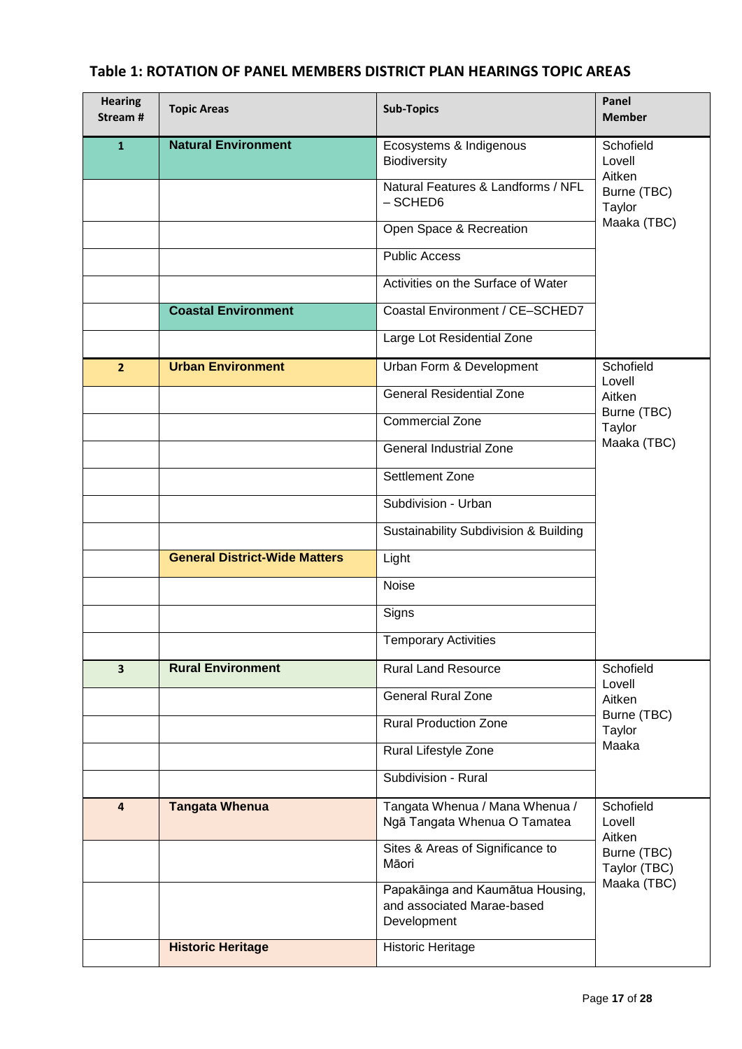## Table 1: ROTATION OF PANEL MEMBERS DISTRICT PLAN HEARINGS TOPIC AREAS

| Hearing Stream # | Topic Areas | Sub-Topics | Panel Member |
|---|---|---|---|
| 1 | **Natural Environment** | Ecosystems & Indigenous Biodiversity | Schofield<br>Lovell<br>Aitken<br>Burne (TBC)<br>Taylor<br>Maaka (TBC) |
| | | Natural Features & Landforms / NFL – SCHED6 | |
| | | Open Space & Recreation | |
| | | Public Access | |
| | | Activities on the Surface of Water | |
| | **Coastal Environment** | Coastal Environment / CE–SCHED7 | |
| | | Large Lot Residential Zone | |
| 2 | **Urban Environment** | Urban Form & Development | Schofield<br>Lovell<br>Aitken<br>Burne (TBC)<br>Taylor<br>Maaka (TBC) |
| | | General Residential Zone | |
| | | Commercial Zone | |
| | | General Industrial Zone | |
| | | Settlement Zone | |
| | | Subdivision - Urban | |
| | | Sustainability Subdivision & Building | |
| | **General District-Wide Matters** | Light | |
| | | Noise | |
| | | Signs | |
| | | Temporary Activities | |
| 3 | **Rural Environment** | Rural Land Resource | Schofield<br>Lovell<br>Aitken<br>Burne (TBC)<br>Taylor<br>Maaka |
| | | General Rural Zone | |
| | | Rural Production Zone | |
| | | Rural Lifestyle Zone | |
| | | Subdivision - Rural | |
| 4 | **Tangata Whenua** | Tangata Whenua / Mana Whenua / Ngā Tangata Whenua O Tamatea | Schofield<br>Lovell<br>Aitken<br>Burne (TBC)<br>Taylor (TBC)<br>Maaka (TBC) |
| | | Sites & Areas of Significance to Māori | |
| | | Papakāinga and Kaumātua Housing, and associated Marae-based Development | |
| | **Historic Heritage** | Historic Heritage | |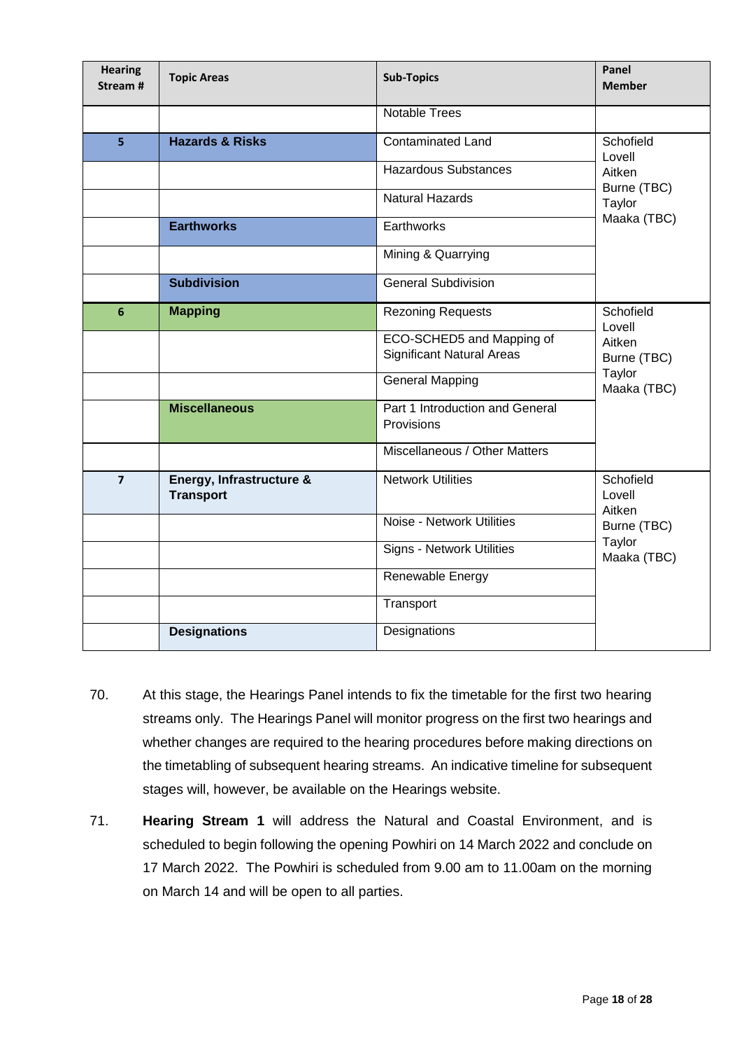| Hearing Stream # | Topic Areas | Sub-Topics | Panel Member |
|---|---|---|---|
| | | Notable Trees | |
| 5 | **Hazards & Risks** | Contaminated Land | Schofield<br>Lovell<br>Aitken<br>Burne (TBC)<br>Taylor<br>Maaka (TBC) |
| | | Hazardous Substances | |
| | | Natural Hazards | |
| | **Earthworks** | Earthworks | |
| | | Mining & Quarrying | |
| | **Subdivision** | General Subdivision | |
| 6 | **Mapping** | Rezoning Requests | Schofield<br>Lovell<br>Aitken<br>Burne (TBC)<br>Taylor<br>Maaka (TBC) |
| | | ECO-SCHED5 and Mapping of Significant Natural Areas | |
| | | General Mapping | |
| | **Miscellaneous** | Part 1 Introduction and General Provisions | |
| | | Miscellaneous / Other Matters | |
| 7 | **Energy, Infrastructure & Transport** | Network Utilities | Schofield<br>Lovell<br>Aitken<br>Burne (TBC)<br>Taylor<br>Maaka (TBC) |
| | | Noise - Network Utilities | |
| | | Signs - Network Utilities | |
| | | Renewable Energy | |
| | | Transport | |
| | **Designations** | Designations | |

70. At this stage, the Hearings Panel intends to fix the timetable for the first two hearing streams only. The Hearings Panel will monitor progress on the first two hearings and whether changes are required to the hearing procedures before making directions on the timetabling of subsequent hearing streams. An indicative timeline for subsequent stages will, however, be available on the Hearings website.

71. **Hearing Stream 1** will address the Natural and Coastal Environment, and is scheduled to begin following the opening Powhiri on 14 March 2022 and conclude on 17 March 2022. The Powhiri is scheduled from 9.00 am to 11.00am on the morning on March 14 and will be open to all parties.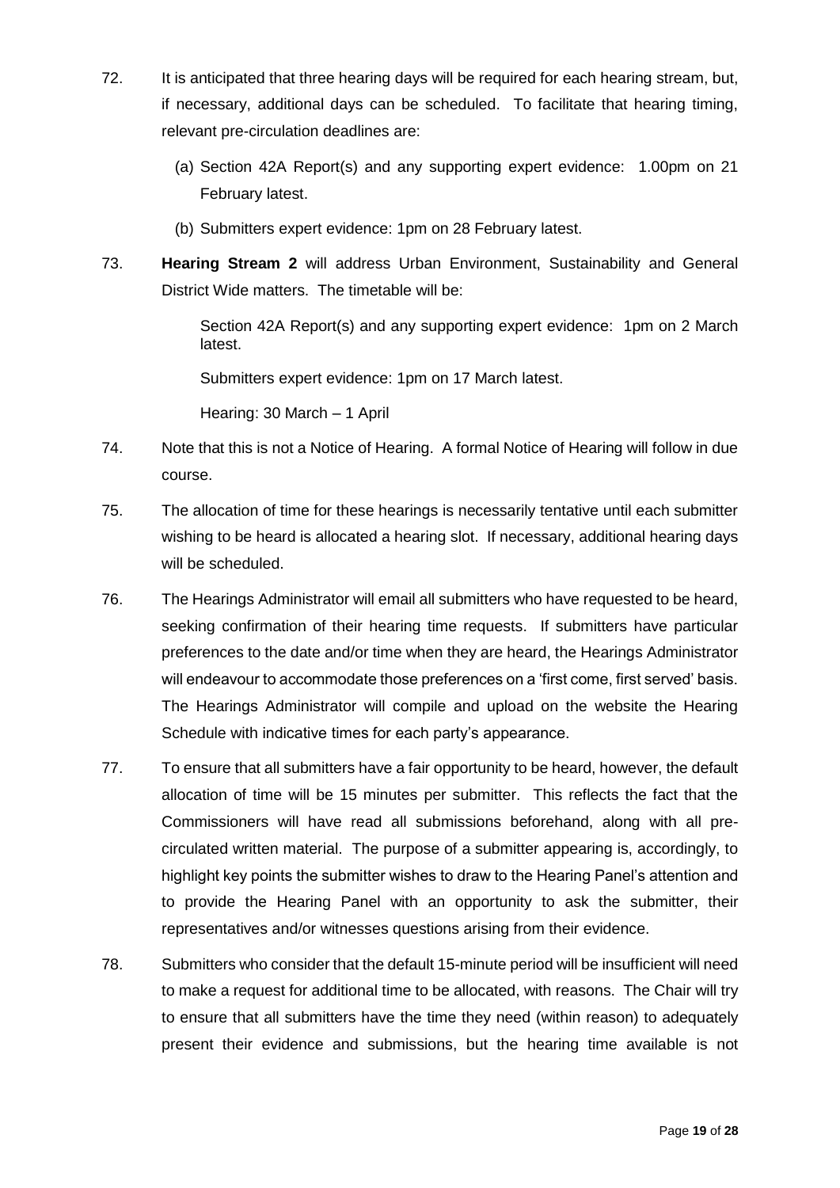72. It is anticipated that three hearing days will be required for each hearing stream, but, if necessary, additional days can be scheduled. To facilitate that hearing timing, relevant pre-circulation deadlines are:

    (a) Section 42A Report(s) and any supporting expert evidence: 1.00pm on 21 February latest.

    (b) Submitters expert evidence: 1pm on 28 February latest.

73. **Hearing Stream 2** will address Urban Environment, Sustainability and General District Wide matters. The timetable will be:

    Section 42A Report(s) and any supporting expert evidence: 1pm on 2 March latest.

    Submitters expert evidence: 1pm on 17 March latest.

    Hearing: 30 March – 1 April

74. Note that this is not a Notice of Hearing. A formal Notice of Hearing will follow in due course.

75. The allocation of time for these hearings is necessarily tentative until each submitter wishing to be heard is allocated a hearing slot. If necessary, additional hearing days will be scheduled.

76. The Hearings Administrator will email all submitters who have requested to be heard, seeking confirmation of their hearing time requests. If submitters have particular preferences to the date and/or time when they are heard, the Hearings Administrator will endeavour to accommodate those preferences on a 'first come, first served' basis. The Hearings Administrator will compile and upload on the website the Hearing Schedule with indicative times for each party's appearance.

77. To ensure that all submitters have a fair opportunity to be heard, however, the default allocation of time will be 15 minutes per submitter. This reflects the fact that the Commissioners will have read all submissions beforehand, along with all pre-circulated written material. The purpose of a submitter appearing is, accordingly, to highlight key points the submitter wishes to draw to the Hearing Panel's attention and to provide the Hearing Panel with an opportunity to ask the submitter, their representatives and/or witnesses questions arising from their evidence.

78. Submitters who consider that the default 15-minute period will be insufficient will need to make a request for additional time to be allocated, with reasons. The Chair will try to ensure that all submitters have the time they need (within reason) to adequately present their evidence and submissions, but the hearing time available is not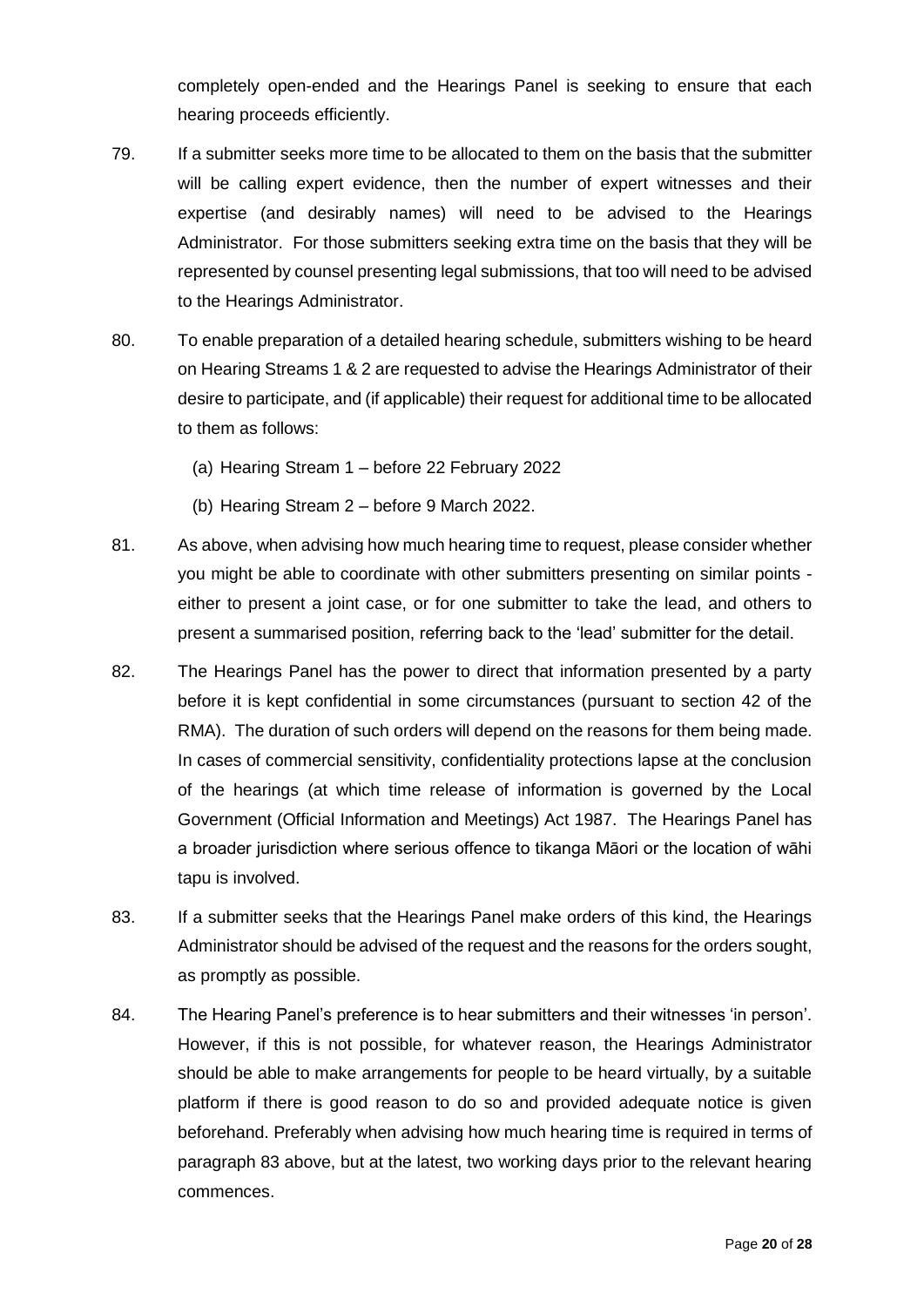completely open-ended and the Hearings Panel is seeking to ensure that each hearing proceeds efficiently.

79. If a submitter seeks more time to be allocated to them on the basis that the submitter will be calling expert evidence, then the number of expert witnesses and their expertise (and desirably names) will need to be advised to the Hearings Administrator. For those submitters seeking extra time on the basis that they will be represented by counsel presenting legal submissions, that too will need to be advised to the Hearings Administrator.

80. To enable preparation of a detailed hearing schedule, submitters wishing to be heard on Hearing Streams 1 & 2 are requested to advise the Hearings Administrator of their desire to participate, and (if applicable) their request for additional time to be allocated to them as follows:

    (a) Hearing Stream 1 – before 22 February 2022

    (b) Hearing Stream 2 – before 9 March 2022.

81. As above, when advising how much hearing time to request, please consider whether you might be able to coordinate with other submitters presenting on similar points - either to present a joint case, or for one submitter to take the lead, and others to present a summarised position, referring back to the 'lead' submitter for the detail.

82. The Hearings Panel has the power to direct that information presented by a party before it is kept confidential in some circumstances (pursuant to section 42 of the RMA). The duration of such orders will depend on the reasons for them being made. In cases of commercial sensitivity, confidentiality protections lapse at the conclusion of the hearings (at which time release of information is governed by the Local Government (Official Information and Meetings) Act 1987. The Hearings Panel has a broader jurisdiction where serious offence to tikanga Māori or the location of wāhi tapu is involved.

83. If a submitter seeks that the Hearings Panel make orders of this kind, the Hearings Administrator should be advised of the request and the reasons for the orders sought, as promptly as possible.

84. The Hearing Panel's preference is to hear submitters and their witnesses 'in person'. However, if this is not possible, for whatever reason, the Hearings Administrator should be able to make arrangements for people to be heard virtually, by a suitable platform if there is good reason to do so and provided adequate notice is given beforehand. Preferably when advising how much hearing time is required in terms of paragraph 83 above, but at the latest, two working days prior to the relevant hearing commences.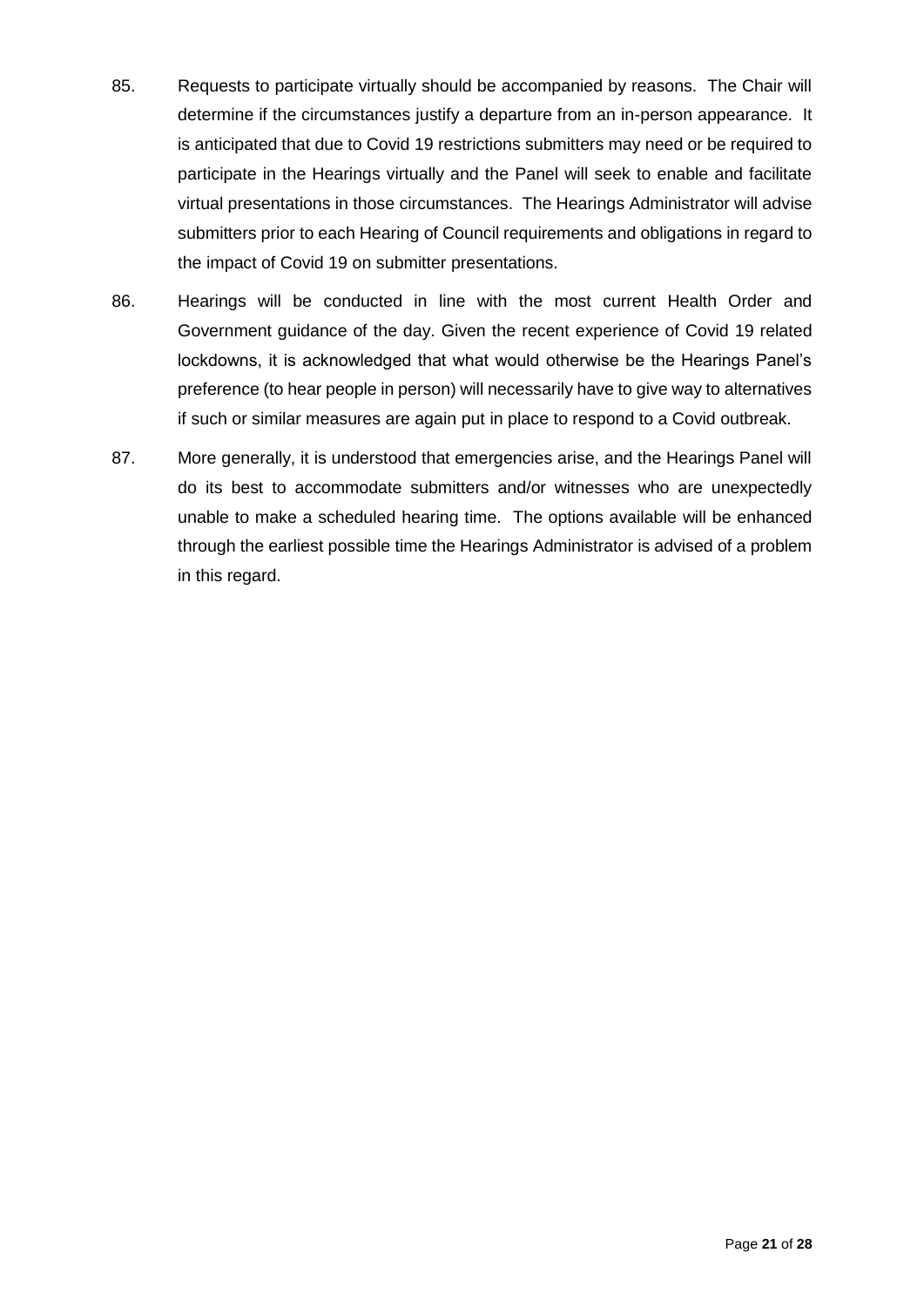85. Requests to participate virtually should be accompanied by reasons. The Chair will determine if the circumstances justify a departure from an in-person appearance. It is anticipated that due to Covid 19 restrictions submitters may need or be required to participate in the Hearings virtually and the Panel will seek to enable and facilitate virtual presentations in those circumstances. The Hearings Administrator will advise submitters prior to each Hearing of Council requirements and obligations in regard to the impact of Covid 19 on submitter presentations.

86. Hearings will be conducted in line with the most current Health Order and Government guidance of the day. Given the recent experience of Covid 19 related lockdowns, it is acknowledged that what would otherwise be the Hearings Panel's preference (to hear people in person) will necessarily have to give way to alternatives if such or similar measures are again put in place to respond to a Covid outbreak.

87. More generally, it is understood that emergencies arise, and the Hearings Panel will do its best to accommodate submitters and/or witnesses who are unexpectedly unable to make a scheduled hearing time. The options available will be enhanced through the earliest possible time the Hearings Administrator is advised of a problem in this regard.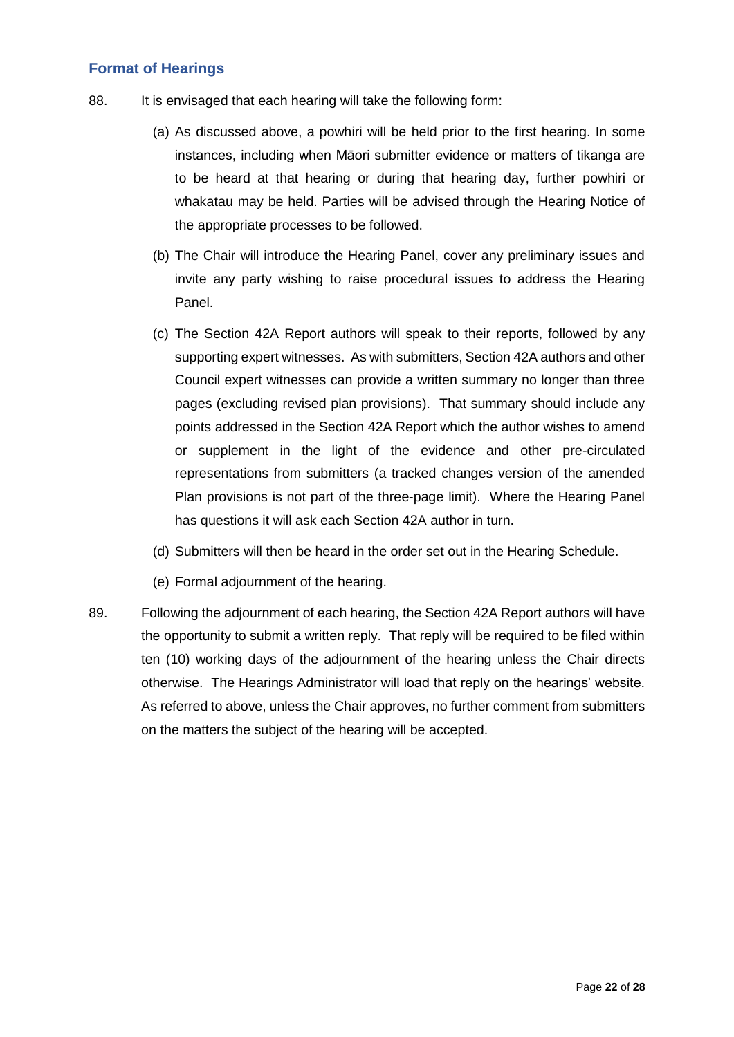## Format of Hearings

88. It is envisaged that each hearing will take the following form:

    (a) As discussed above, a powhiri will be held prior to the first hearing. In some instances, including when Māori submitter evidence or matters of tikanga are to be heard at that hearing or during that hearing day, further powhiri or whakatau may be held. Parties will be advised through the Hearing Notice of the appropriate processes to be followed.

    (b) The Chair will introduce the Hearing Panel, cover any preliminary issues and invite any party wishing to raise procedural issues to address the Hearing Panel.

    (c) The Section 42A Report authors will speak to their reports, followed by any supporting expert witnesses. As with submitters, Section 42A authors and other Council expert witnesses can provide a written summary no longer than three pages (excluding revised plan provisions). That summary should include any points addressed in the Section 42A Report which the author wishes to amend or supplement in the light of the evidence and other pre-circulated representations from submitters (a tracked changes version of the amended Plan provisions is not part of the three-page limit). Where the Hearing Panel has questions it will ask each Section 42A author in turn.

    (d) Submitters will then be heard in the order set out in the Hearing Schedule.

    (e) Formal adjournment of the hearing.

89. Following the adjournment of each hearing, the Section 42A Report authors will have the opportunity to submit a written reply. That reply will be required to be filed within ten (10) working days of the adjournment of the hearing unless the Chair directs otherwise. The Hearings Administrator will load that reply on the hearings' website. As referred to above, unless the Chair approves, no further comment from submitters on the matters the subject of the hearing will be accepted.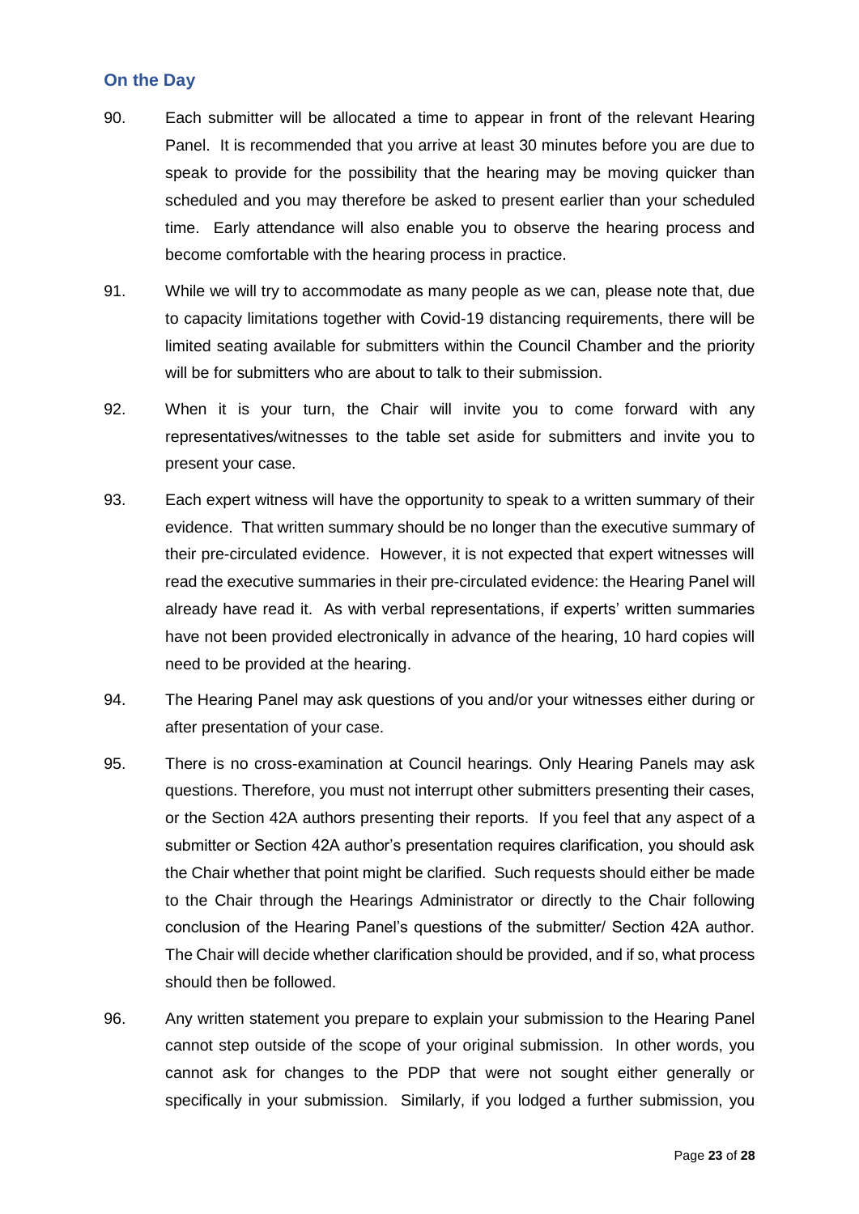## On the Day

90. Each submitter will be allocated a time to appear in front of the relevant Hearing Panel. It is recommended that you arrive at least 30 minutes before you are due to speak to provide for the possibility that the hearing may be moving quicker than scheduled and you may therefore be asked to present earlier than your scheduled time. Early attendance will also enable you to observe the hearing process and become comfortable with the hearing process in practice.

91. While we will try to accommodate as many people as we can, please note that, due to capacity limitations together with Covid-19 distancing requirements, there will be limited seating available for submitters within the Council Chamber and the priority will be for submitters who are about to talk to their submission.

92. When it is your turn, the Chair will invite you to come forward with any representatives/witnesses to the table set aside for submitters and invite you to present your case.

93. Each expert witness will have the opportunity to speak to a written summary of their evidence. That written summary should be no longer than the executive summary of their pre-circulated evidence. However, it is not expected that expert witnesses will read the executive summaries in their pre-circulated evidence: the Hearing Panel will already have read it. As with verbal representations, if experts' written summaries have not been provided electronically in advance of the hearing, 10 hard copies will need to be provided at the hearing.

94. The Hearing Panel may ask questions of you and/or your witnesses either during or after presentation of your case.

95. There is no cross-examination at Council hearings. Only Hearing Panels may ask questions. Therefore, you must not interrupt other submitters presenting their cases, or the Section 42A authors presenting their reports. If you feel that any aspect of a submitter or Section 42A author's presentation requires clarification, you should ask the Chair whether that point might be clarified. Such requests should either be made to the Chair through the Hearings Administrator or directly to the Chair following conclusion of the Hearing Panel's questions of the submitter/ Section 42A author. The Chair will decide whether clarification should be provided, and if so, what process should then be followed.

96. Any written statement you prepare to explain your submission to the Hearing Panel cannot step outside of the scope of your original submission. In other words, you cannot ask for changes to the PDP that were not sought either generally or specifically in your submission. Similarly, if you lodged a further submission, you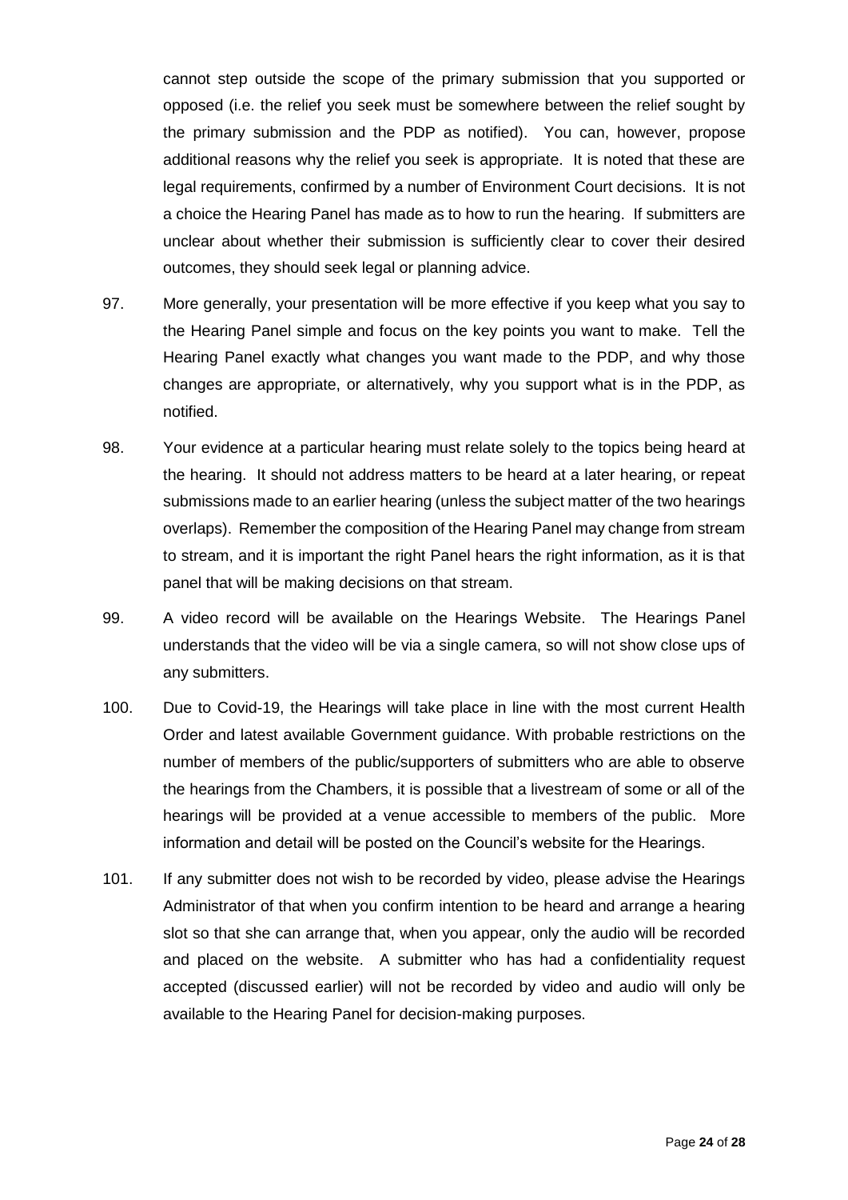cannot step outside the scope of the primary submission that you supported or opposed (i.e. the relief you seek must be somewhere between the relief sought by the primary submission and the PDP as notified). You can, however, propose additional reasons why the relief you seek is appropriate. It is noted that these are legal requirements, confirmed by a number of Environment Court decisions. It is not a choice the Hearing Panel has made as to how to run the hearing. If submitters are unclear about whether their submission is sufficiently clear to cover their desired outcomes, they should seek legal or planning advice.

97. More generally, your presentation will be more effective if you keep what you say to the Hearing Panel simple and focus on the key points you want to make. Tell the Hearing Panel exactly what changes you want made to the PDP, and why those changes are appropriate, or alternatively, why you support what is in the PDP, as notified.

98. Your evidence at a particular hearing must relate solely to the topics being heard at the hearing. It should not address matters to be heard at a later hearing, or repeat submissions made to an earlier hearing (unless the subject matter of the two hearings overlaps). Remember the composition of the Hearing Panel may change from stream to stream, and it is important the right Panel hears the right information, as it is that panel that will be making decisions on that stream.

99. A video record will be available on the Hearings Website. The Hearings Panel understands that the video will be via a single camera, so will not show close ups of any submitters.

100. Due to Covid-19, the Hearings will take place in line with the most current Health Order and latest available Government guidance. With probable restrictions on the number of members of the public/supporters of submitters who are able to observe the hearings from the Chambers, it is possible that a livestream of some or all of the hearings will be provided at a venue accessible to members of the public. More information and detail will be posted on the Council's website for the Hearings.

101. If any submitter does not wish to be recorded by video, please advise the Hearings Administrator of that when you confirm intention to be heard and arrange a hearing slot so that she can arrange that, when you appear, only the audio will be recorded and placed on the website. A submitter who has had a confidentiality request accepted (discussed earlier) will not be recorded by video and audio will only be available to the Hearing Panel for decision-making purposes.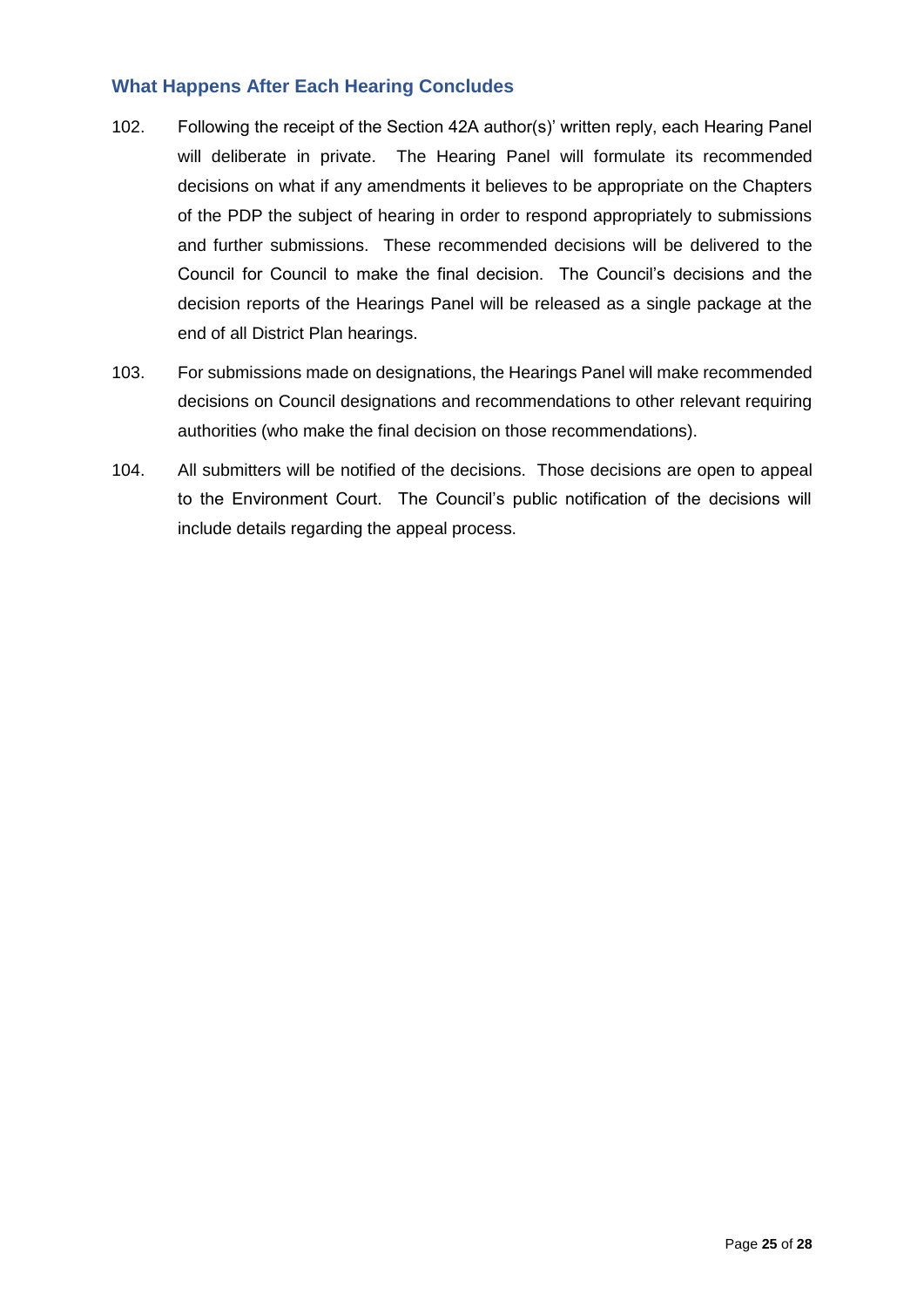## What Happens After Each Hearing Concludes

102. Following the receipt of the Section 42A author(s)' written reply, each Hearing Panel will deliberate in private. The Hearing Panel will formulate its recommended decisions on what if any amendments it believes to be appropriate on the Chapters of the PDP the subject of hearing in order to respond appropriately to submissions and further submissions. These recommended decisions will be delivered to the Council for Council to make the final decision. The Council's decisions and the decision reports of the Hearings Panel will be released as a single package at the end of all District Plan hearings.

103. For submissions made on designations, the Hearings Panel will make recommended decisions on Council designations and recommendations to other relevant requiring authorities (who make the final decision on those recommendations).

104. All submitters will be notified of the decisions. Those decisions are open to appeal to the Environment Court. The Council's public notification of the decisions will include details regarding the appeal process.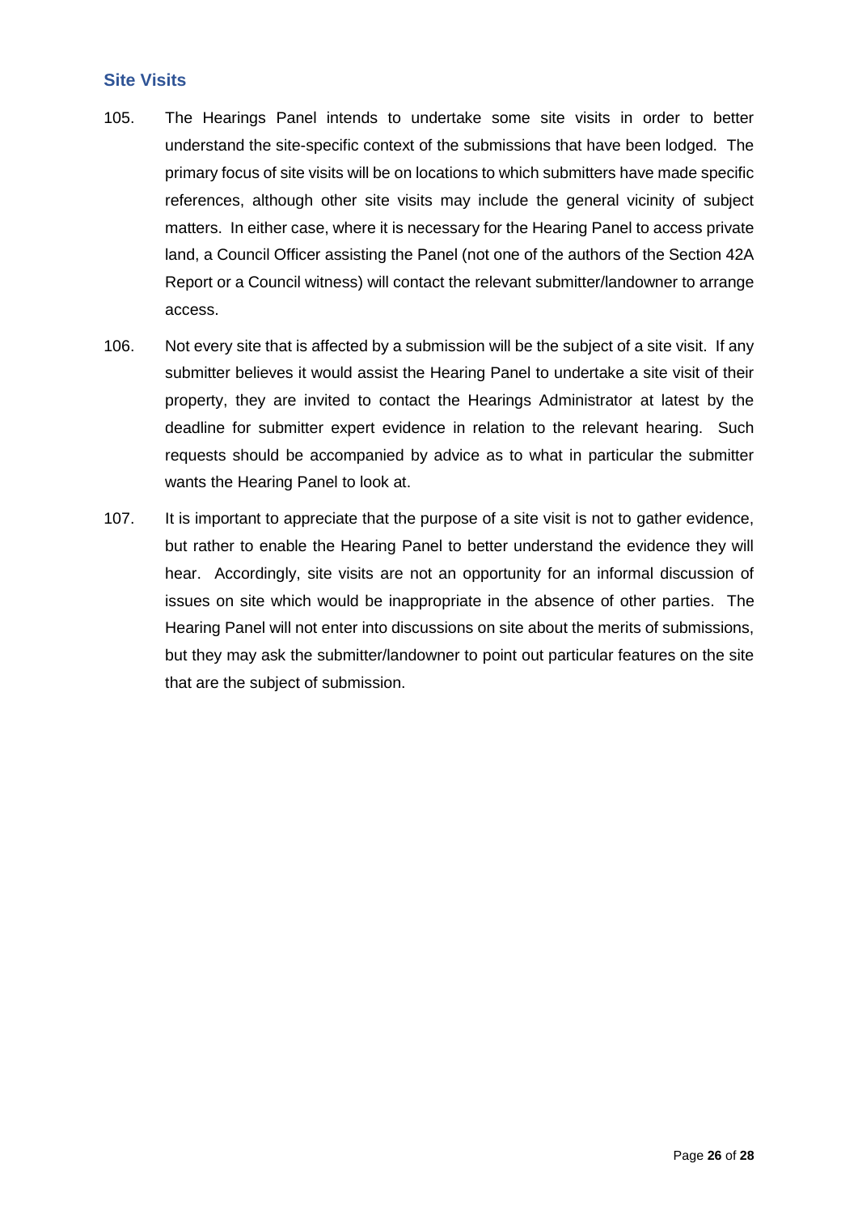## Site Visits

105. The Hearings Panel intends to undertake some site visits in order to better understand the site-specific context of the submissions that have been lodged. The primary focus of site visits will be on locations to which submitters have made specific references, although other site visits may include the general vicinity of subject matters. In either case, where it is necessary for the Hearing Panel to access private land, a Council Officer assisting the Panel (not one of the authors of the Section 42A Report or a Council witness) will contact the relevant submitter/landowner to arrange access.

106. Not every site that is affected by a submission will be the subject of a site visit. If any submitter believes it would assist the Hearing Panel to undertake a site visit of their property, they are invited to contact the Hearings Administrator at latest by the deadline for submitter expert evidence in relation to the relevant hearing. Such requests should be accompanied by advice as to what in particular the submitter wants the Hearing Panel to look at.

107. It is important to appreciate that the purpose of a site visit is not to gather evidence, but rather to enable the Hearing Panel to better understand the evidence they will hear. Accordingly, site visits are not an opportunity for an informal discussion of issues on site which would be inappropriate in the absence of other parties. The Hearing Panel will not enter into discussions on site about the merits of submissions, but they may ask the submitter/landowner to point out particular features on the site that are the subject of submission.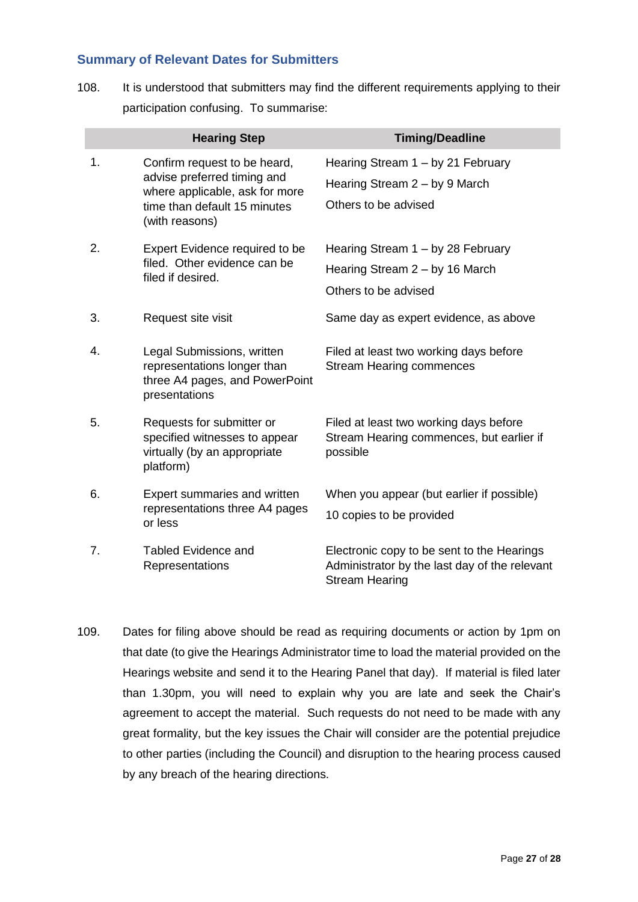## Summary of Relevant Dates for Submitters

108. It is understood that submitters may find the different requirements applying to their participation confusing. To summarise:

| | Hearing Step | Timing/Deadline |
|---|---|---|
| 1. | Confirm request to be heard, advise preferred timing and where applicable, ask for more time than default 15 minutes (with reasons) | Hearing Stream 1 – by 21 February<br>Hearing Stream 2 – by 9 March<br>Others to be advised |
| 2. | Expert Evidence required to be filed. Other evidence can be filed if desired. | Hearing Stream 1 – by 28 February<br>Hearing Stream 2 – by 16 March<br>Others to be advised |
| 3. | Request site visit | Same day as expert evidence, as above |
| 4. | Legal Submissions, written representations longer than three A4 pages, and PowerPoint presentations | Filed at least two working days before Stream Hearing commences |
| 5. | Requests for submitter or specified witnesses to appear virtually (by an appropriate platform) | Filed at least two working days before Stream Hearing commences, but earlier if possible |
| 6. | Expert summaries and written representations three A4 pages or less | When you appear (but earlier if possible)<br>10 copies to be provided |
| 7. | Tabled Evidence and Representations | Electronic copy to be sent to the Hearings Administrator by the last day of the relevant Stream Hearing |

109. Dates for filing above should be read as requiring documents or action by 1pm on that date (to give the Hearings Administrator time to load the material provided on the Hearings website and send it to the Hearing Panel that day). If material is filed later than 1.30pm, you will need to explain why you are late and seek the Chair's agreement to accept the material. Such requests do not need to be made with any great formality, but the key issues the Chair will consider are the potential prejudice to other parties (including the Council) and disruption to the hearing process caused by any breach of the hearing directions.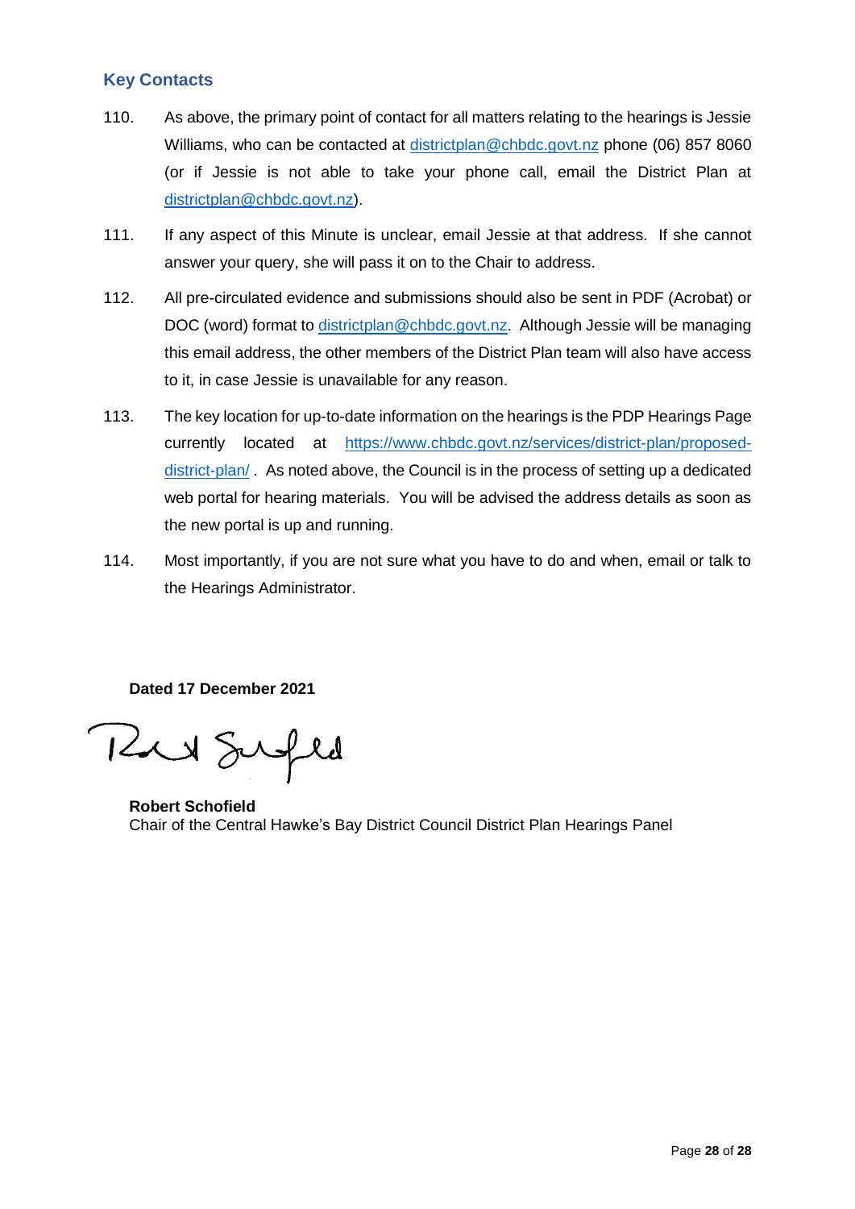## Key Contacts

110. As above, the primary point of contact for all matters relating to the hearings is Jessie Williams, who can be contacted at districtplan@chbdc.govt.nz phone (06) 857 8060 (or if Jessie is not able to take your phone call, email the District Plan at districtplan@chbdc.govt.nz).

111. If any aspect of this Minute is unclear, email Jessie at that address. If she cannot answer your query, she will pass it on to the Chair to address.

112. All pre-circulated evidence and submissions should also be sent in PDF (Acrobat) or DOC (word) format to districtplan@chbdc.govt.nz. Although Jessie will be managing this email address, the other members of the District Plan team will also have access to it, in case Jessie is unavailable for any reason.

113. The key location for up-to-date information on the hearings is the PDP Hearings Page currently located at https://www.chbdc.govt.nz/services/district-plan/proposed-district-plan/ . As noted above, the Council is in the process of setting up a dedicated web portal for hearing materials. You will be advised the address details as soon as the new portal is up and running.

114. Most importantly, if you are not sure what you have to do and when, email or talk to the Hearings Administrator.

**Dated 17 December 2021**

**Robert Schofield**
Chair of the Central Hawke's Bay District Council District Plan Hearings Panel